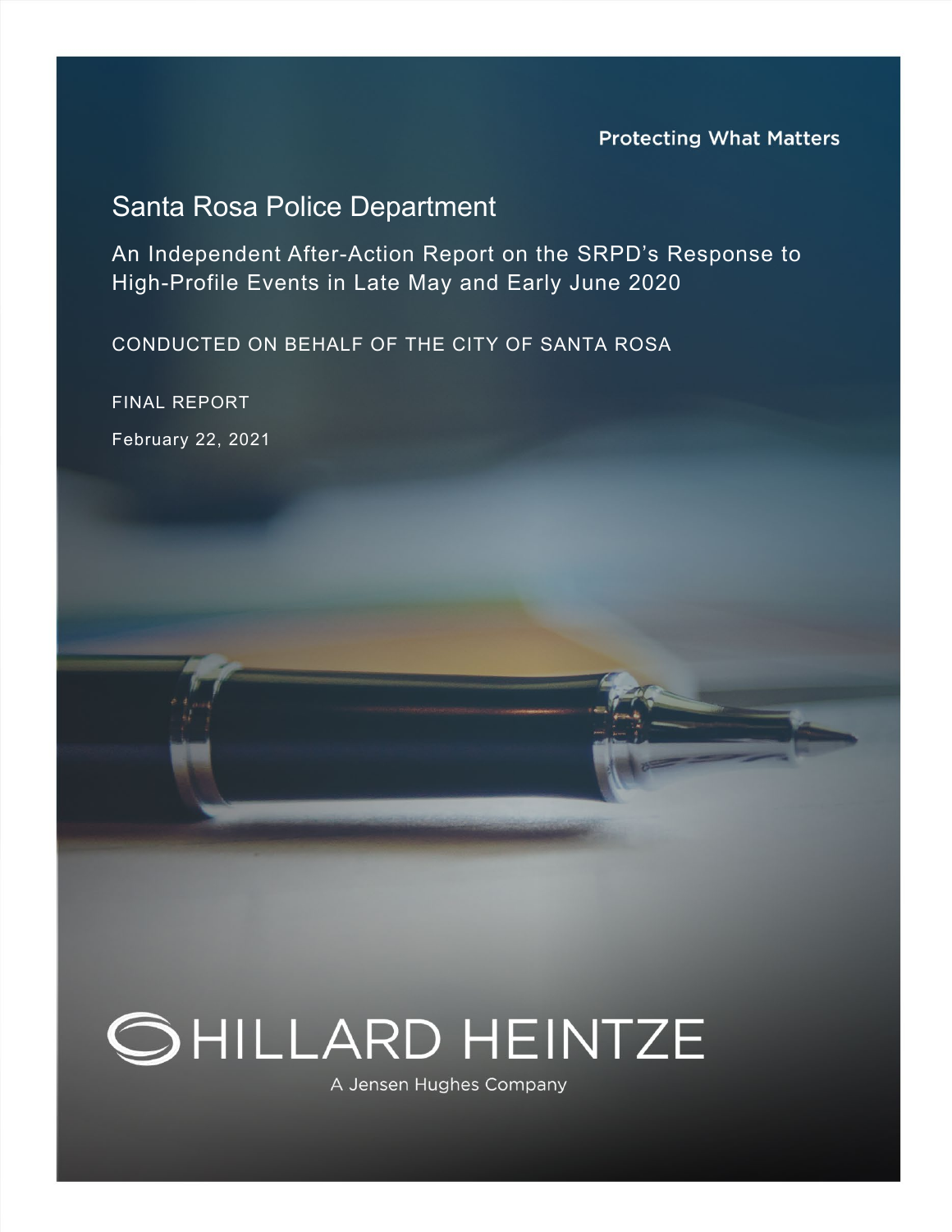Protecting What Matters

# Santa Rosa Police Department

## An Independent After-Action Report on the SRPD's Response to High-Profile Events in Late May and Early June 2020

CONDUCTED ON BEHALF OF THE CITY OF SANTA ROSA

FINAL REPORT

February 22, 2021

HILLARD HEINTZE

A Jensen Hughes Company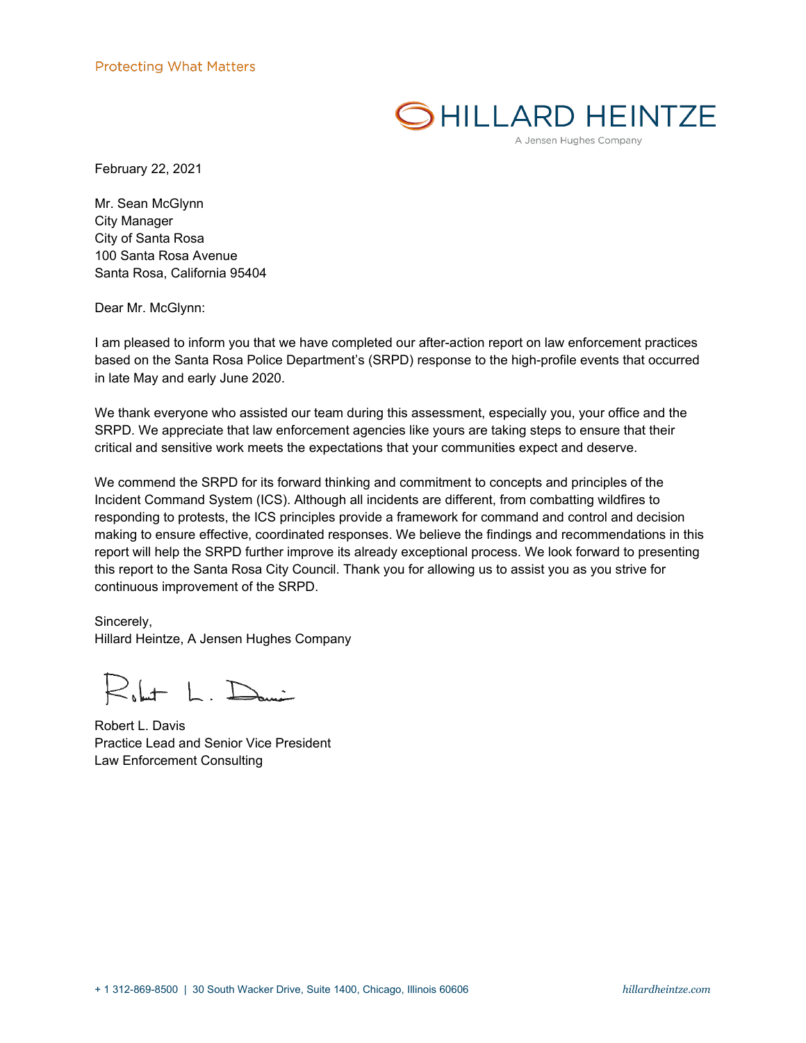Protecting What Matters

HILLARD HEINTZE
A Jensen Hughes Company

February 22, 2021

Mr. Sean McGlynn
City Manager
City of Santa Rosa
100 Santa Rosa Avenue
Santa Rosa, California 95404

Dear Mr. McGlynn:

I am pleased to inform you that we have completed our after-action report on law enforcement practices based on the Santa Rosa Police Department's (SRPD) response to the high-profile events that occurred in late May and early June 2020.

We thank everyone who assisted our team during this assessment, especially you, your office and the SRPD. We appreciate that law enforcement agencies like yours are taking steps to ensure that their critical and sensitive work meets the expectations that your communities expect and deserve.

We commend the SRPD for its forward thinking and commitment to concepts and principles of the Incident Command System (ICS). Although all incidents are different, from combatting wildfires to responding to protests, the ICS principles provide a framework for command and control and decision making to ensure effective, coordinated responses. We believe the findings and recommendations in this report will help the SRPD further improve its already exceptional process. We look forward to presenting this report to the Santa Rosa City Council. Thank you for allowing us to assist you as you strive for continuous improvement of the SRPD.

Sincerely,
Hillard Heintze, A Jensen Hughes Company

Robert L. Davis
Practice Lead and Senior Vice President
Law Enforcement Consulting

+ 1 312-869-8500 | 30 South Wacker Drive, Suite 1400, Chicago, Illinois 60606 hillardheintze.com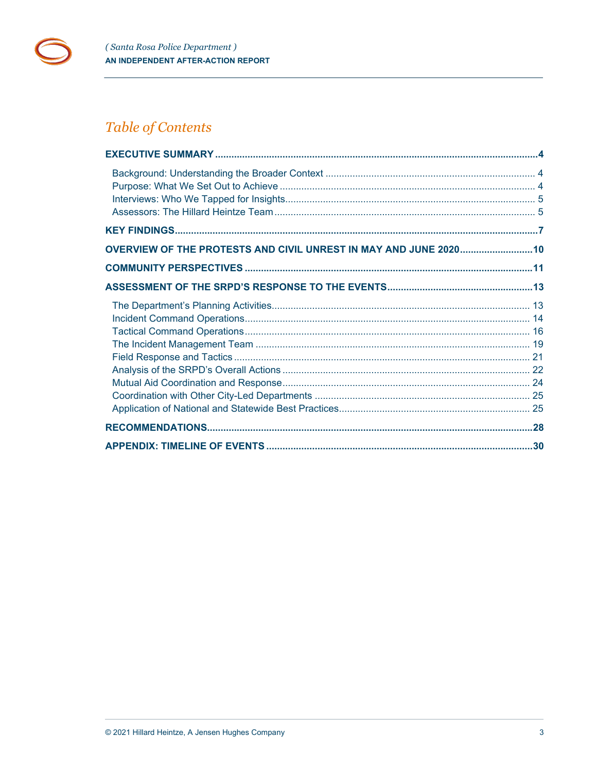# Table of Contents

**EXECUTIVE SUMMARY** .......... **4**

- Background: Understanding the Broader Context .......... 4
- Purpose: What We Set Out to Achieve .......... 4
- Interviews: Who We Tapped for Insights .......... 5
- Assessors: The Hillard Heintze Team .......... 5

**KEY FINDINGS** .......... **7**

**OVERVIEW OF THE PROTESTS AND CIVIL UNREST IN MAY AND JUNE 2020** .......... **10**

**COMMUNITY PERSPECTIVES** .......... **11**

**ASSESSMENT OF THE SRPD'S RESPONSE TO THE EVENTS** .......... **13**

- The Department's Planning Activities .......... 13
- Incident Command Operations .......... 14
- Tactical Command Operations .......... 16
- The Incident Management Team .......... 19
- Field Response and Tactics .......... 21
- Analysis of the SRPD's Overall Actions .......... 22
- Mutual Aid Coordination and Response .......... 24
- Coordination with Other City-Led Departments .......... 25
- Application of National and Statewide Best Practices .......... 25

**RECOMMENDATIONS** .......... **28**

**APPENDIX: TIMELINE OF EVENTS** .......... **30**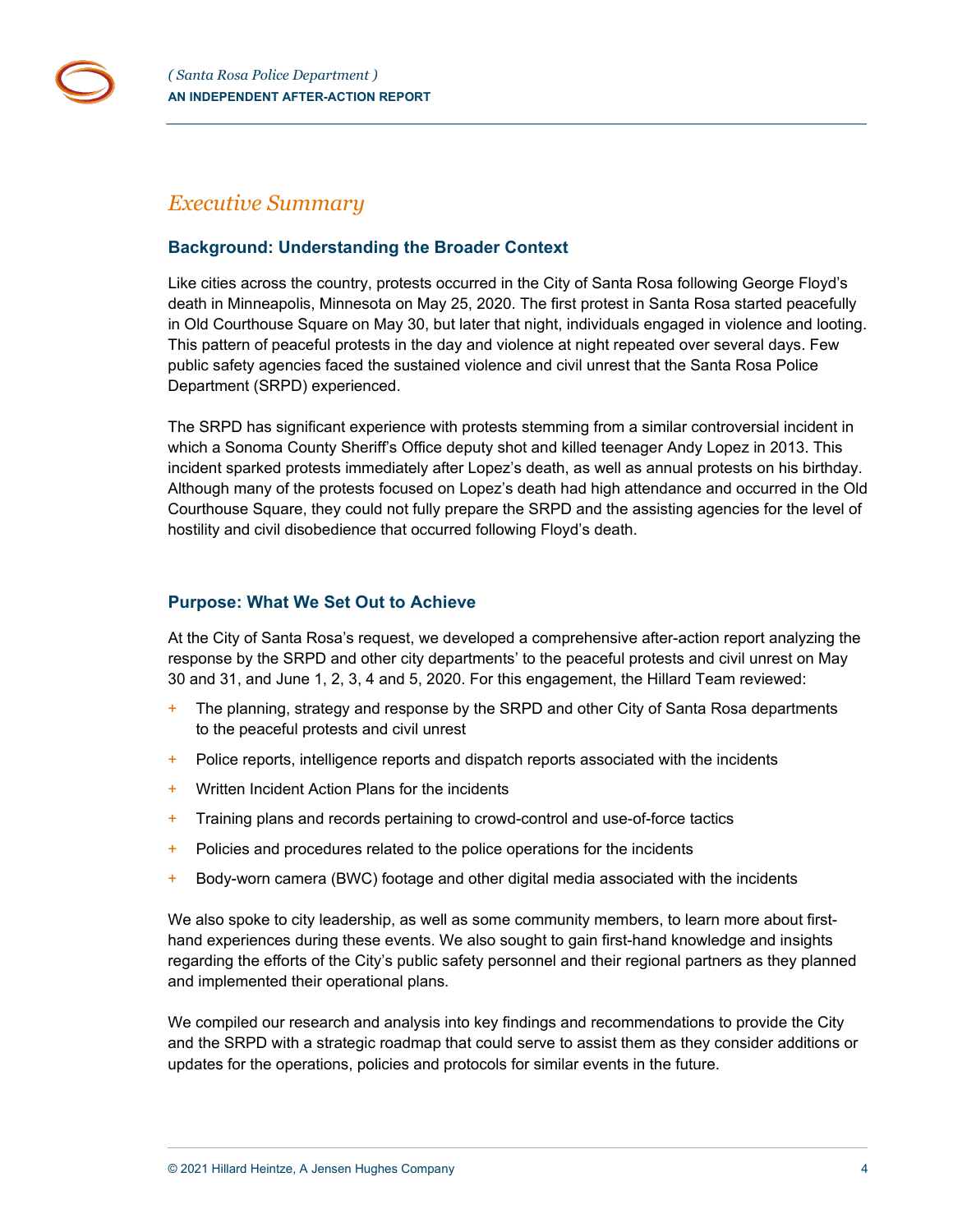# Executive Summary

## Background: Understanding the Broader Context

Like cities across the country, protests occurred in the City of Santa Rosa following George Floyd's death in Minneapolis, Minnesota on May 25, 2020. The first protest in Santa Rosa started peacefully in Old Courthouse Square on May 30, but later that night, individuals engaged in violence and looting. This pattern of peaceful protests in the day and violence at night repeated over several days. Few public safety agencies faced the sustained violence and civil unrest that the Santa Rosa Police Department (SRPD) experienced.

The SRPD has significant experience with protests stemming from a similar controversial incident in which a Sonoma County Sheriff's Office deputy shot and killed teenager Andy Lopez in 2013. This incident sparked protests immediately after Lopez's death, as well as annual protests on his birthday. Although many of the protests focused on Lopez's death had high attendance and occurred in the Old Courthouse Square, they could not fully prepare the SRPD and the assisting agencies for the level of hostility and civil disobedience that occurred following Floyd's death.

## Purpose: What We Set Out to Achieve

At the City of Santa Rosa's request, we developed a comprehensive after-action report analyzing the response by the SRPD and other city departments' to the peaceful protests and civil unrest on May 30 and 31, and June 1, 2, 3, 4 and 5, 2020. For this engagement, the Hillard Team reviewed:

- The planning, strategy and response by the SRPD and other City of Santa Rosa departments to the peaceful protests and civil unrest
- Police reports, intelligence reports and dispatch reports associated with the incidents
- Written Incident Action Plans for the incidents
- Training plans and records pertaining to crowd-control and use-of-force tactics
- Policies and procedures related to the police operations for the incidents
- Body-worn camera (BWC) footage and other digital media associated with the incidents

We also spoke to city leadership, as well as some community members, to learn more about first-hand experiences during these events. We also sought to gain first-hand knowledge and insights regarding the efforts of the City's public safety personnel and their regional partners as they planned and implemented their operational plans.

We compiled our research and analysis into key findings and recommendations to provide the City and the SRPD with a strategic roadmap that could serve to assist them as they consider additions or updates for the operations, policies and protocols for similar events in the future.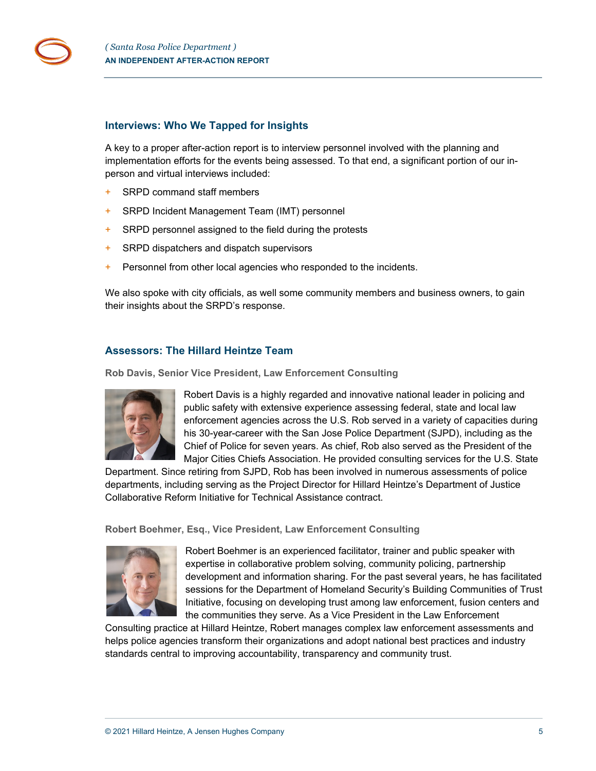## Interviews: Who We Tapped for Insights

A key to a proper after-action report is to interview personnel involved with the planning and implementation efforts for the events being assessed. To that end, a significant portion of our in-person and virtual interviews included:

- SRPD command staff members
- SRPD Incident Management Team (IMT) personnel
- SRPD personnel assigned to the field during the protests
- SRPD dispatchers and dispatch supervisors
- Personnel from other local agencies who responded to the incidents.

We also spoke with city officials, as well some community members and business owners, to gain their insights about the SRPD's response.

## Assessors: The Hillard Heintze Team

### Rob Davis, Senior Vice President, Law Enforcement Consulting

Robert Davis is a highly regarded and innovative national leader in policing and public safety with extensive experience assessing federal, state and local law enforcement agencies across the U.S. Rob served in a variety of capacities during his 30-year-career with the San Jose Police Department (SJPD), including as the Chief of Police for seven years. As chief, Rob also served as the President of the Major Cities Chiefs Association. He provided consulting services for the U.S. State Department. Since retiring from SJPD, Rob has been involved in numerous assessments of police departments, including serving as the Project Director for Hillard Heintze's Department of Justice Collaborative Reform Initiative for Technical Assistance contract.

### Robert Boehmer, Esq., Vice President, Law Enforcement Consulting

Robert Boehmer is an experienced facilitator, trainer and public speaker with expertise in collaborative problem solving, community policing, partnership development and information sharing. For the past several years, he has facilitated sessions for the Department of Homeland Security's Building Communities of Trust Initiative, focusing on developing trust among law enforcement, fusion centers and the communities they serve. As a Vice President in the Law Enforcement Consulting practice at Hillard Heintze, Robert manages complex law enforcement assessments and helps police agencies transform their organizations and adopt national best practices and industry standards central to improving accountability, transparency and community trust.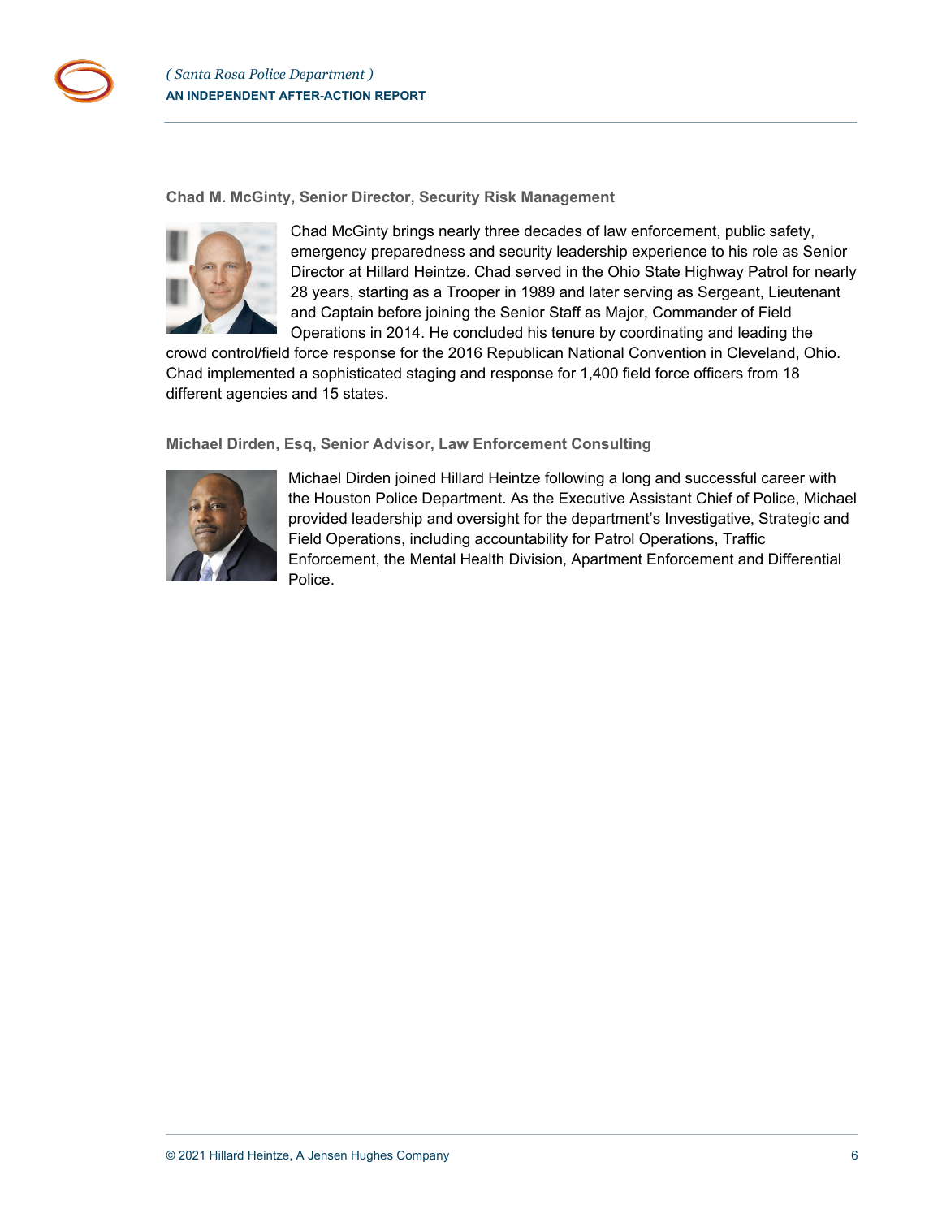### Chad M. McGinty, Senior Director, Security Risk Management

Chad McGinty brings nearly three decades of law enforcement, public safety, emergency preparedness and security leadership experience to his role as Senior Director at Hillard Heintze. Chad served in the Ohio State Highway Patrol for nearly 28 years, starting as a Trooper in 1989 and later serving as Sergeant, Lieutenant and Captain before joining the Senior Staff as Major, Commander of Field Operations in 2014. He concluded his tenure by coordinating and leading the crowd control/field force response for the 2016 Republican National Convention in Cleveland, Ohio. Chad implemented a sophisticated staging and response for 1,400 field force officers from 18 different agencies and 15 states.

### Michael Dirden, Esq, Senior Advisor, Law Enforcement Consulting

Michael Dirden joined Hillard Heintze following a long and successful career with the Houston Police Department. As the Executive Assistant Chief of Police, Michael provided leadership and oversight for the department's Investigative, Strategic and Field Operations, including accountability for Patrol Operations, Traffic Enforcement, the Mental Health Division, Apartment Enforcement and Differential Police.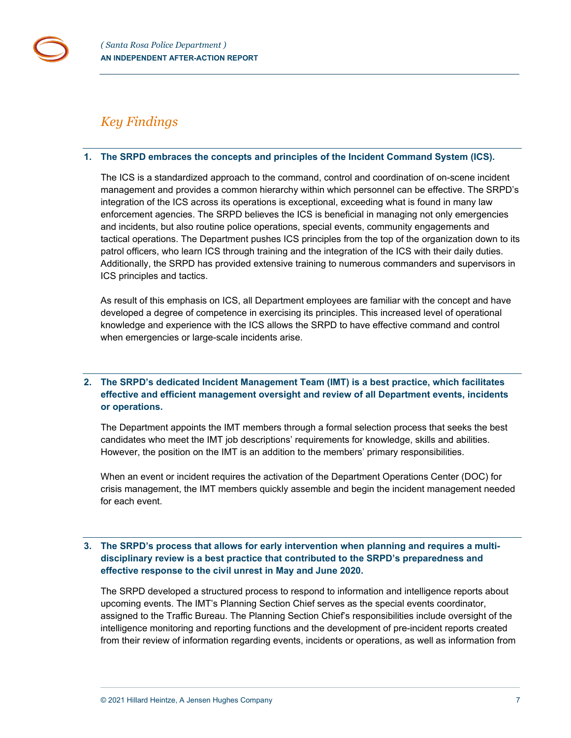## Key Findings

**1. The SRPD embraces the concepts and principles of the Incident Command System (ICS).**

The ICS is a standardized approach to the command, control and coordination of on-scene incident management and provides a common hierarchy within which personnel can be effective. The SRPD's integration of the ICS across its operations is exceptional, exceeding what is found in many law enforcement agencies. The SRPD believes the ICS is beneficial in managing not only emergencies and incidents, but also routine police operations, special events, community engagements and tactical operations. The Department pushes ICS principles from the top of the organization down to its patrol officers, who learn ICS through training and the integration of the ICS with their daily duties. Additionally, the SRPD has provided extensive training to numerous commanders and supervisors in ICS principles and tactics.

As result of this emphasis on ICS, all Department employees are familiar with the concept and have developed a degree of competence in exercising its principles. This increased level of operational knowledge and experience with the ICS allows the SRPD to have effective command and control when emergencies or large-scale incidents arise.

**2. The SRPD's dedicated Incident Management Team (IMT) is a best practice, which facilitates effective and efficient management oversight and review of all Department events, incidents or operations.**

The Department appoints the IMT members through a formal selection process that seeks the best candidates who meet the IMT job descriptions' requirements for knowledge, skills and abilities. However, the position on the IMT is an addition to the members' primary responsibilities.

When an event or incident requires the activation of the Department Operations Center (DOC) for crisis management, the IMT members quickly assemble and begin the incident management needed for each event.

**3. The SRPD's process that allows for early intervention when planning and requires a multi-disciplinary review is a best practice that contributed to the SRPD's preparedness and effective response to the civil unrest in May and June 2020.**

The SRPD developed a structured process to respond to information and intelligence reports about upcoming events. The IMT's Planning Section Chief serves as the special events coordinator, assigned to the Traffic Bureau. The Planning Section Chief's responsibilities include oversight of the intelligence monitoring and reporting functions and the development of pre-incident reports created from their review of information regarding events, incidents or operations, as well as information from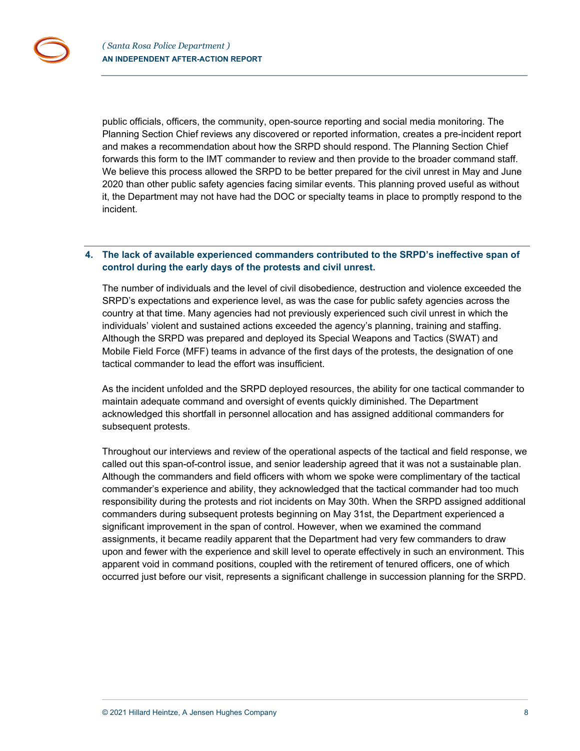public officials, officers, the community, open-source reporting and social media monitoring. The Planning Section Chief reviews any discovered or reported information, creates a pre-incident report and makes a recommendation about how the SRPD should respond. The Planning Section Chief forwards this form to the IMT commander to review and then provide to the broader command staff. We believe this process allowed the SRPD to be better prepared for the civil unrest in May and June 2020 than other public safety agencies facing similar events. This planning proved useful as without it, the Department may not have had the DOC or specialty teams in place to promptly respond to the incident.

### 4. The lack of available experienced commanders contributed to the SRPD's ineffective span of control during the early days of the protests and civil unrest.

The number of individuals and the level of civil disobedience, destruction and violence exceeded the SRPD's expectations and experience level, as was the case for public safety agencies across the country at that time. Many agencies had not previously experienced such civil unrest in which the individuals' violent and sustained actions exceeded the agency's planning, training and staffing. Although the SRPD was prepared and deployed its Special Weapons and Tactics (SWAT) and Mobile Field Force (MFF) teams in advance of the first days of the protests, the designation of one tactical commander to lead the effort was insufficient.

As the incident unfolded and the SRPD deployed resources, the ability for one tactical commander to maintain adequate command and oversight of events quickly diminished. The Department acknowledged this shortfall in personnel allocation and has assigned additional commanders for subsequent protests.

Throughout our interviews and review of the operational aspects of the tactical and field response, we called out this span-of-control issue, and senior leadership agreed that it was not a sustainable plan. Although the commanders and field officers with whom we spoke were complimentary of the tactical commander's experience and ability, they acknowledged that the tactical commander had too much responsibility during the protests and riot incidents on May 30th. When the SRPD assigned additional commanders during subsequent protests beginning on May 31st, the Department experienced a significant improvement in the span of control. However, when we examined the command assignments, it became readily apparent that the Department had very few commanders to draw upon and fewer with the experience and skill level to operate effectively in such an environment. This apparent void in command positions, coupled with the retirement of tenured officers, one of which occurred just before our visit, represents a significant challenge in succession planning for the SRPD.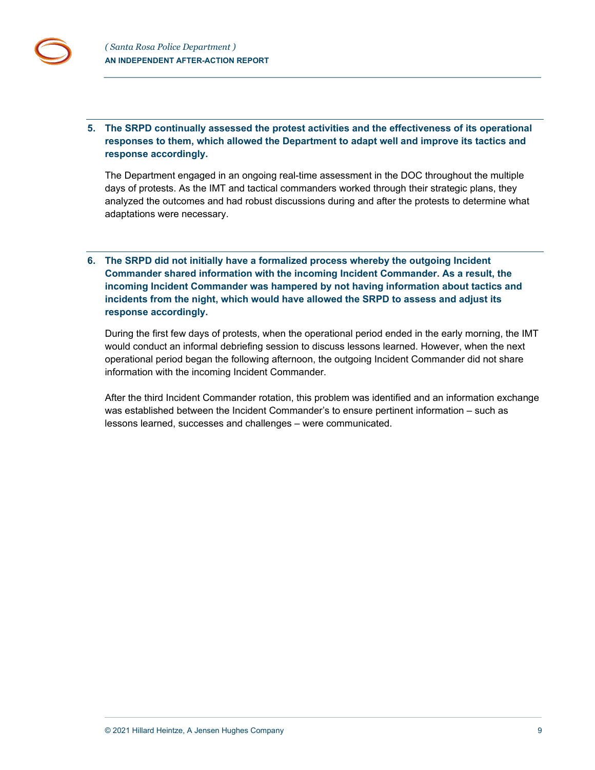**5. The SRPD continually assessed the protest activities and the effectiveness of its operational responses to them, which allowed the Department to adapt well and improve its tactics and response accordingly.**

The Department engaged in an ongoing real-time assessment in the DOC throughout the multiple days of protests. As the IMT and tactical commanders worked through their strategic plans, they analyzed the outcomes and had robust discussions during and after the protests to determine what adaptations were necessary.

**6. The SRPD did not initially have a formalized process whereby the outgoing Incident Commander shared information with the incoming Incident Commander. As a result, the incoming Incident Commander was hampered by not having information about tactics and incidents from the night, which would have allowed the SRPD to assess and adjust its response accordingly.**

During the first few days of protests, when the operational period ended in the early morning, the IMT would conduct an informal debriefing session to discuss lessons learned. However, when the next operational period began the following afternoon, the outgoing Incident Commander did not share information with the incoming Incident Commander.

After the third Incident Commander rotation, this problem was identified and an information exchange was established between the Incident Commander's to ensure pertinent information – such as lessons learned, successes and challenges – were communicated.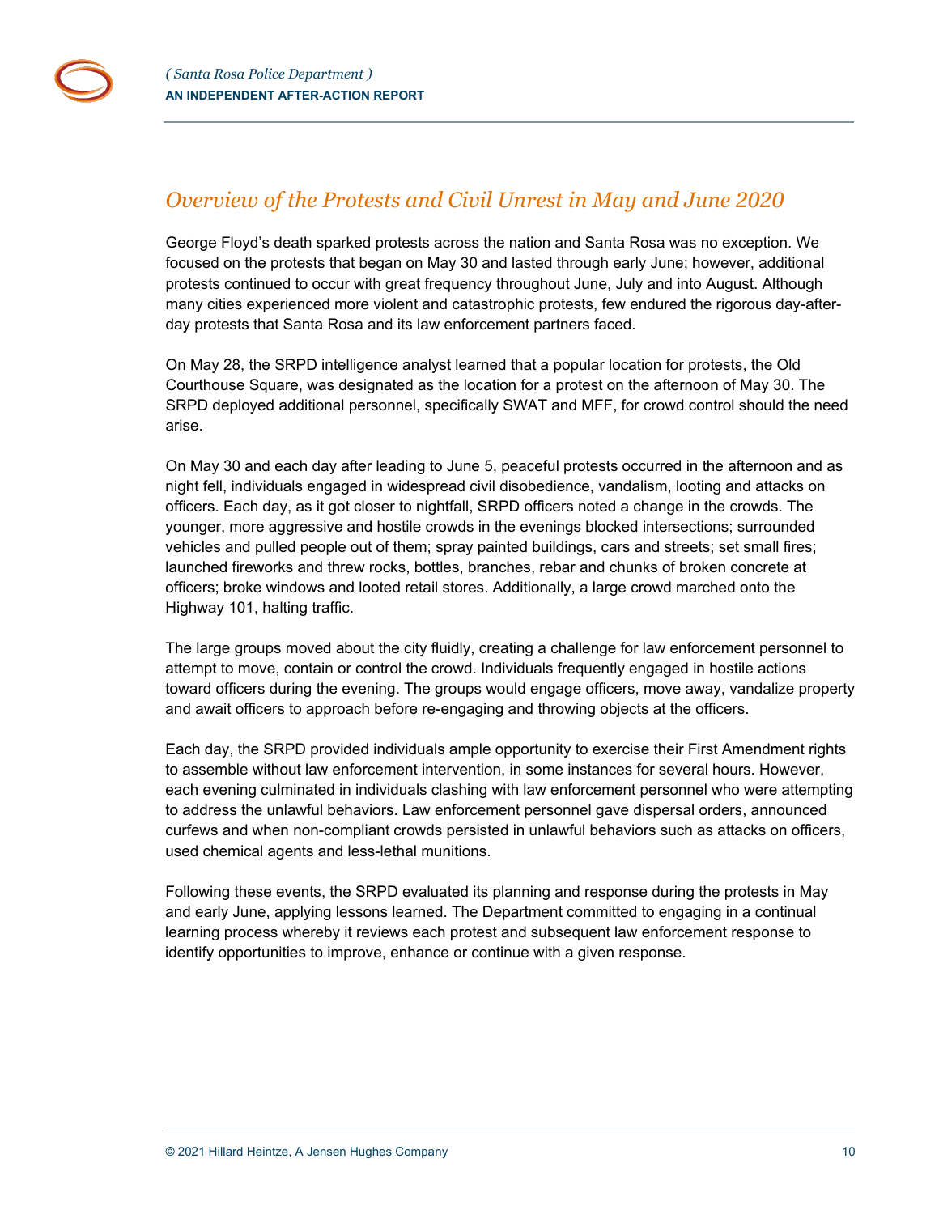## Overview of the Protests and Civil Unrest in May and June 2020

George Floyd's death sparked protests across the nation and Santa Rosa was no exception. We focused on the protests that began on May 30 and lasted through early June; however, additional protests continued to occur with great frequency throughout June, July and into August. Although many cities experienced more violent and catastrophic protests, few endured the rigorous day-after-day protests that Santa Rosa and its law enforcement partners faced.

On May 28, the SRPD intelligence analyst learned that a popular location for protests, the Old Courthouse Square, was designated as the location for a protest on the afternoon of May 30. The SRPD deployed additional personnel, specifically SWAT and MFF, for crowd control should the need arise.

On May 30 and each day after leading to June 5, peaceful protests occurred in the afternoon and as night fell, individuals engaged in widespread civil disobedience, vandalism, looting and attacks on officers. Each day, as it got closer to nightfall, SRPD officers noted a change in the crowds. The younger, more aggressive and hostile crowds in the evenings blocked intersections; surrounded vehicles and pulled people out of them; spray painted buildings, cars and streets; set small fires; launched fireworks and threw rocks, bottles, branches, rebar and chunks of broken concrete at officers; broke windows and looted retail stores. Additionally, a large crowd marched onto the Highway 101, halting traffic.

The large groups moved about the city fluidly, creating a challenge for law enforcement personnel to attempt to move, contain or control the crowd. Individuals frequently engaged in hostile actions toward officers during the evening. The groups would engage officers, move away, vandalize property and await officers to approach before re-engaging and throwing objects at the officers.

Each day, the SRPD provided individuals ample opportunity to exercise their First Amendment rights to assemble without law enforcement intervention, in some instances for several hours. However, each evening culminated in individuals clashing with law enforcement personnel who were attempting to address the unlawful behaviors. Law enforcement personnel gave dispersal orders, announced curfews and when non-compliant crowds persisted in unlawful behaviors such as attacks on officers, used chemical agents and less-lethal munitions.

Following these events, the SRPD evaluated its planning and response during the protests in May and early June, applying lessons learned. The Department committed to engaging in a continual learning process whereby it reviews each protest and subsequent law enforcement response to identify opportunities to improve, enhance or continue with a given response.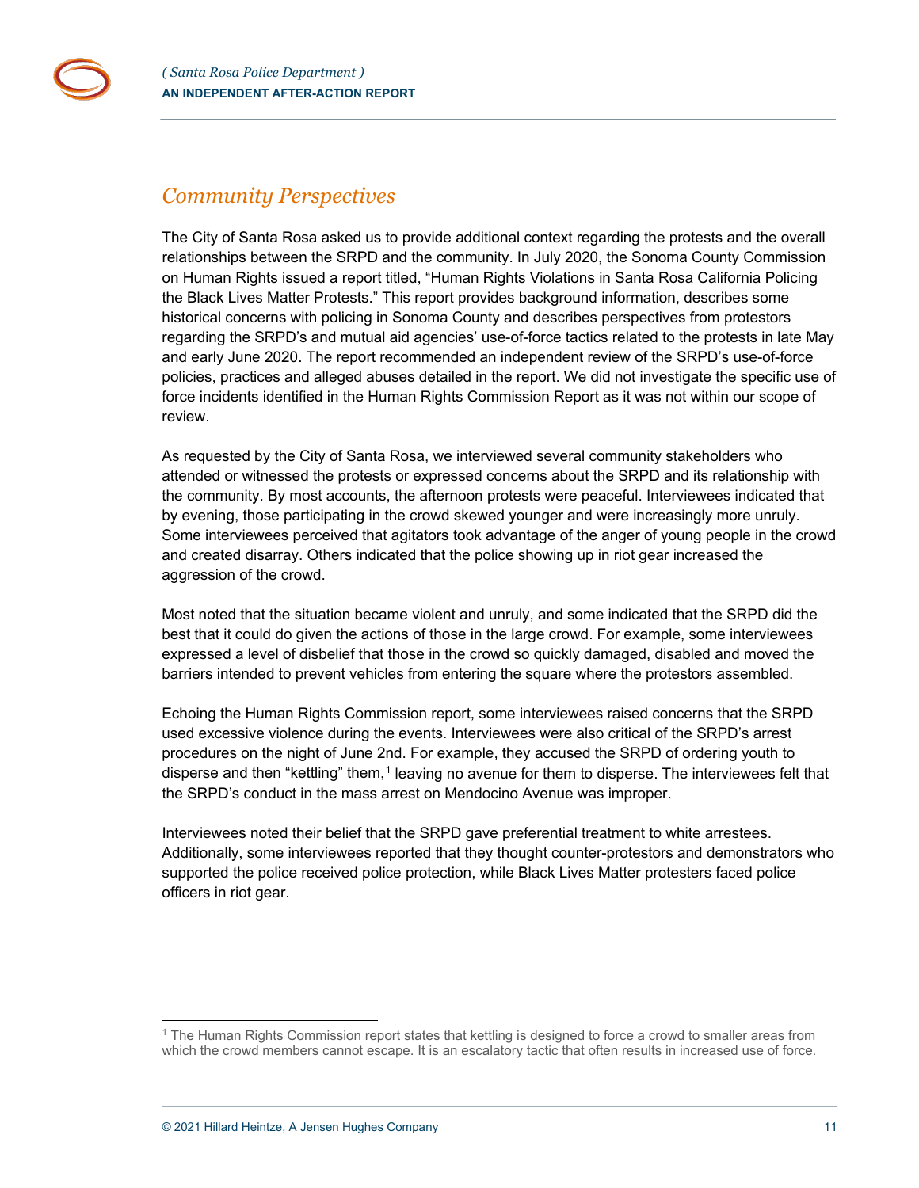## Community Perspectives

The City of Santa Rosa asked us to provide additional context regarding the protests and the overall relationships between the SRPD and the community. In July 2020, the Sonoma County Commission on Human Rights issued a report titled, "Human Rights Violations in Santa Rosa California Policing the Black Lives Matter Protests." This report provides background information, describes some historical concerns with policing in Sonoma County and describes perspectives from protestors regarding the SRPD's and mutual aid agencies' use-of-force tactics related to the protests in late May and early June 2020. The report recommended an independent review of the SRPD's use-of-force policies, practices and alleged abuses detailed in the report. We did not investigate the specific use of force incidents identified in the Human Rights Commission Report as it was not within our scope of review.

As requested by the City of Santa Rosa, we interviewed several community stakeholders who attended or witnessed the protests or expressed concerns about the SRPD and its relationship with the community. By most accounts, the afternoon protests were peaceful. Interviewees indicated that by evening, those participating in the crowd skewed younger and were increasingly more unruly. Some interviewees perceived that agitators took advantage of the anger of young people in the crowd and created disarray. Others indicated that the police showing up in riot gear increased the aggression of the crowd.

Most noted that the situation became violent and unruly, and some indicated that the SRPD did the best that it could do given the actions of those in the large crowd. For example, some interviewees expressed a level of disbelief that those in the crowd so quickly damaged, disabled and moved the barriers intended to prevent vehicles from entering the square where the protestors assembled.

Echoing the Human Rights Commission report, some interviewees raised concerns that the SRPD used excessive violence during the events. Interviewees were also critical of the SRPD's arrest procedures on the night of June 2nd. For example, they accused the SRPD of ordering youth to disperse and then "kettling" them,[1] leaving no avenue for them to disperse. The interviewees felt that the SRPD's conduct in the mass arrest on Mendocino Avenue was improper.

Interviewees noted their belief that the SRPD gave preferential treatment to white arrestees. Additionally, some interviewees reported that they thought counter-protestors and demonstrators who supported the police received police protection, while Black Lives Matter protesters faced police officers in riot gear.

---

[1] The Human Rights Commission report states that kettling is designed to force a crowd to smaller areas from which the crowd members cannot escape. It is an escalatory tactic that often results in increased use of force.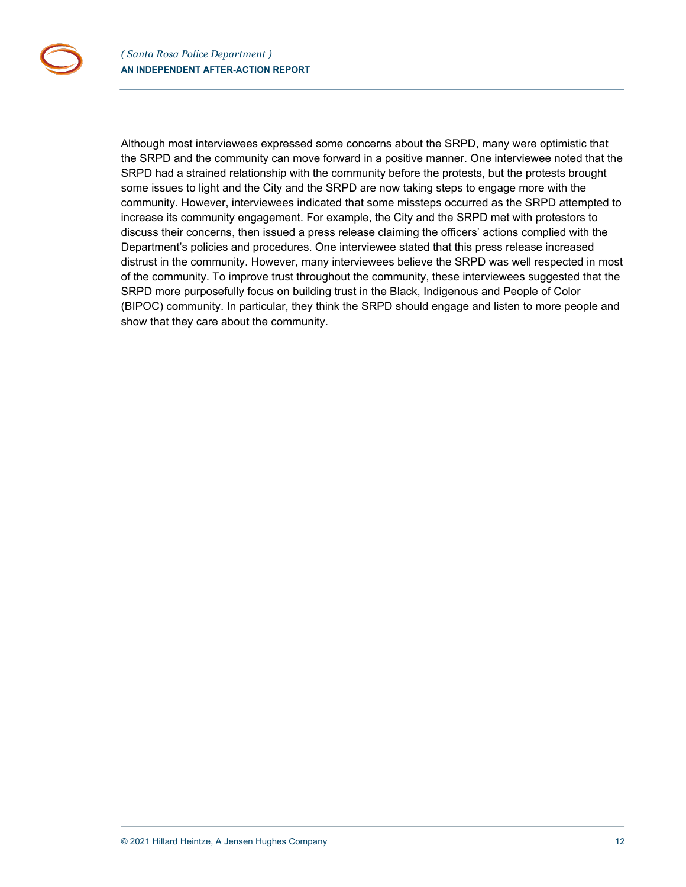Although most interviewees expressed some concerns about the SRPD, many were optimistic that the SRPD and the community can move forward in a positive manner. One interviewee noted that the SRPD had a strained relationship with the community before the protests, but the protests brought some issues to light and the City and the SRPD are now taking steps to engage more with the community. However, interviewees indicated that some missteps occurred as the SRPD attempted to increase its community engagement. For example, the City and the SRPD met with protestors to discuss their concerns, then issued a press release claiming the officers' actions complied with the Department's policies and procedures. One interviewee stated that this press release increased distrust in the community. However, many interviewees believe the SRPD was well respected in most of the community. To improve trust throughout the community, these interviewees suggested that the SRPD more purposefully focus on building trust in the Black, Indigenous and People of Color (BIPOC) community. In particular, they think the SRPD should engage and listen to more people and show that they care about the community.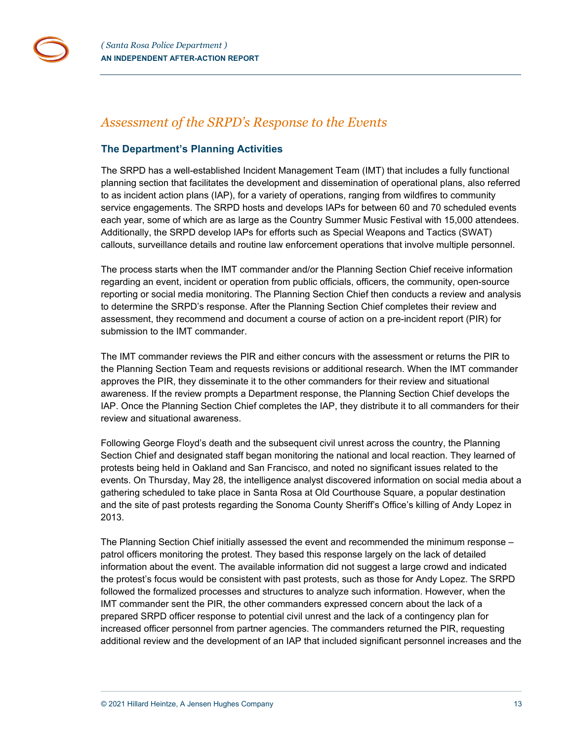## Assessment of the SRPD's Response to the Events

### The Department's Planning Activities

The SRPD has a well-established Incident Management Team (IMT) that includes a fully functional planning section that facilitates the development and dissemination of operational plans, also referred to as incident action plans (IAP), for a variety of operations, ranging from wildfires to community service engagements. The SRPD hosts and develops IAPs for between 60 and 70 scheduled events each year, some of which are as large as the Country Summer Music Festival with 15,000 attendees. Additionally, the SRPD develop IAPs for efforts such as Special Weapons and Tactics (SWAT) callouts, surveillance details and routine law enforcement operations that involve multiple personnel.

The process starts when the IMT commander and/or the Planning Section Chief receive information regarding an event, incident or operation from public officials, officers, the community, open-source reporting or social media monitoring. The Planning Section Chief then conducts a review and analysis to determine the SRPD's response. After the Planning Section Chief completes their review and assessment, they recommend and document a course of action on a pre-incident report (PIR) for submission to the IMT commander.

The IMT commander reviews the PIR and either concurs with the assessment or returns the PIR to the Planning Section Team and requests revisions or additional research. When the IMT commander approves the PIR, they disseminate it to the other commanders for their review and situational awareness. If the review prompts a Department response, the Planning Section Chief develops the IAP. Once the Planning Section Chief completes the IAP, they distribute it to all commanders for their review and situational awareness.

Following George Floyd's death and the subsequent civil unrest across the country, the Planning Section Chief and designated staff began monitoring the national and local reaction. They learned of protests being held in Oakland and San Francisco, and noted no significant issues related to the events. On Thursday, May 28, the intelligence analyst discovered information on social media about a gathering scheduled to take place in Santa Rosa at Old Courthouse Square, a popular destination and the site of past protests regarding the Sonoma County Sheriff's Office's killing of Andy Lopez in 2013.

The Planning Section Chief initially assessed the event and recommended the minimum response – patrol officers monitoring the protest. They based this response largely on the lack of detailed information about the event. The available information did not suggest a large crowd and indicated the protest's focus would be consistent with past protests, such as those for Andy Lopez. The SRPD followed the formalized processes and structures to analyze such information. However, when the IMT commander sent the PIR, the other commanders expressed concern about the lack of a prepared SRPD officer response to potential civil unrest and the lack of a contingency plan for increased officer personnel from partner agencies. The commanders returned the PIR, requesting additional review and the development of an IAP that included significant personnel increases and the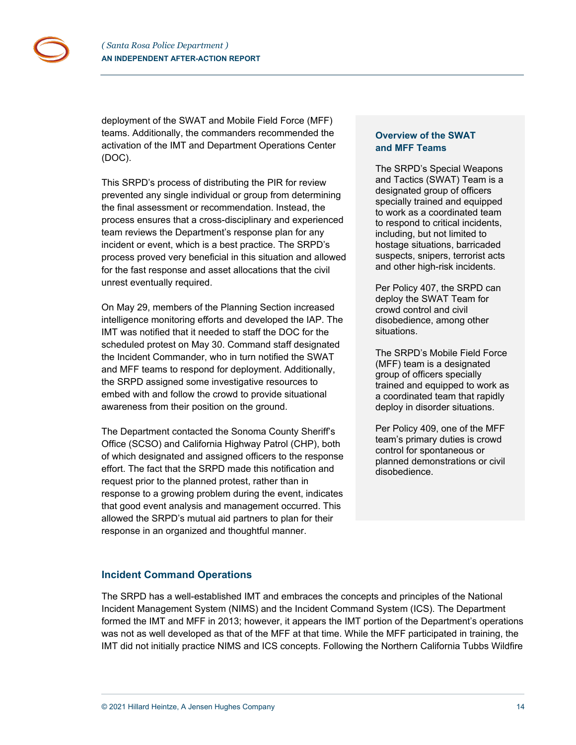deployment of the SWAT and Mobile Field Force (MFF) teams. Additionally, the commanders recommended the activation of the IMT and Department Operations Center (DOC).

This SRPD's process of distributing the PIR for review prevented any single individual or group from determining the final assessment or recommendation. Instead, the process ensures that a cross-disciplinary and experienced team reviews the Department's response plan for any incident or event, which is a best practice. The SRPD's process proved very beneficial in this situation and allowed for the fast response and asset allocations that the civil unrest eventually required.

On May 29, members of the Planning Section increased intelligence monitoring efforts and developed the IAP. The IMT was notified that it needed to staff the DOC for the scheduled protest on May 30. Command staff designated the Incident Commander, who in turn notified the SWAT and MFF teams to respond for deployment. Additionally, the SRPD assigned some investigative resources to embed with and follow the crowd to provide situational awareness from their position on the ground.

The Department contacted the Sonoma County Sheriff's Office (SCSO) and California Highway Patrol (CHP), both of which designated and assigned officers to the response effort. The fact that the SRPD made this notification and request prior to the planned protest, rather than in response to a growing problem during the event, indicates that good event analysis and management occurred. This allowed the SRPD's mutual aid partners to plan for their response in an organized and thoughtful manner.

### Overview of the SWAT and MFF Teams

The SRPD's Special Weapons and Tactics (SWAT) Team is a designated group of officers specially trained and equipped to work as a coordinated team to respond to critical incidents, including, but not limited to hostage situations, barricaded suspects, snipers, terrorist acts and other high-risk incidents.

Per Policy 407, the SRPD can deploy the SWAT Team for crowd control and civil disobedience, among other situations.

The SRPD's Mobile Field Force (MFF) team is a designated group of officers specially trained and equipped to work as a coordinated team that rapidly deploy in disorder situations.

Per Policy 409, one of the MFF team's primary duties is crowd control for spontaneous or planned demonstrations or civil disobedience.

## Incident Command Operations

The SRPD has a well-established IMT and embraces the concepts and principles of the National Incident Management System (NIMS) and the Incident Command System (ICS). The Department formed the IMT and MFF in 2013; however, it appears the IMT portion of the Department's operations was not as well developed as that of the MFF at that time. While the MFF participated in training, the IMT did not initially practice NIMS and ICS concepts. Following the Northern California Tubbs Wildfire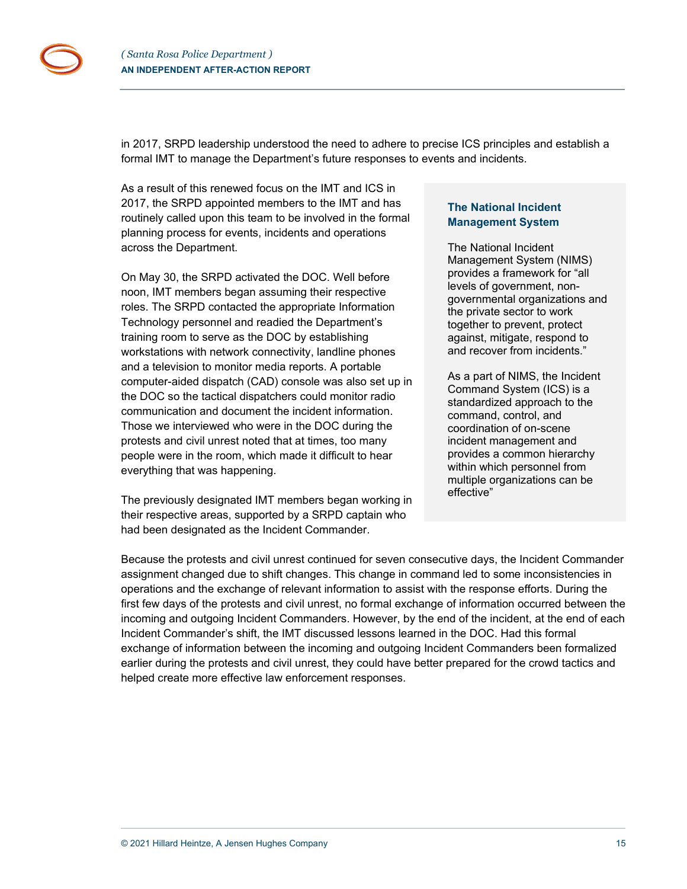in 2017, SRPD leadership understood the need to adhere to precise ICS principles and establish a formal IMT to manage the Department's future responses to events and incidents.

As a result of this renewed focus on the IMT and ICS in 2017, the SRPD appointed members to the IMT and has routinely called upon this team to be involved in the formal planning process for events, incidents and operations across the Department.

On May 30, the SRPD activated the DOC. Well before noon, IMT members began assuming their respective roles. The SRPD contacted the appropriate Information Technology personnel and readied the Department's training room to serve as the DOC by establishing workstations with network connectivity, landline phones and a television to monitor media reports. A portable computer-aided dispatch (CAD) console was also set up in the DOC so the tactical dispatchers could monitor radio communication and document the incident information. Those we interviewed who were in the DOC during the protests and civil unrest noted that at times, too many people were in the room, which made it difficult to hear everything that was happening.

The previously designated IMT members began working in their respective areas, supported by a SRPD captain who had been designated as the Incident Commander.

> **The National Incident Management System**
>
> The National Incident Management System (NIMS) provides a framework for "all levels of government, non-governmental organizations and the private sector to work together to prevent, protect against, mitigate, respond to and recover from incidents."
>
> As a part of NIMS, the Incident Command System (ICS) is a standardized approach to the command, control, and coordination of on-scene incident management and provides a common hierarchy within which personnel from multiple organizations can be effective"

Because the protests and civil unrest continued for seven consecutive days, the Incident Commander assignment changed due to shift changes. This change in command led to some inconsistencies in operations and the exchange of relevant information to assist with the response efforts. During the first few days of the protests and civil unrest, no formal exchange of information occurred between the incoming and outgoing Incident Commanders. However, by the end of the incident, at the end of each Incident Commander's shift, the IMT discussed lessons learned in the DOC. Had this formal exchange of information between the incoming and outgoing Incident Commanders been formalized earlier during the protests and civil unrest, they could have better prepared for the crowd tactics and helped create more effective law enforcement responses.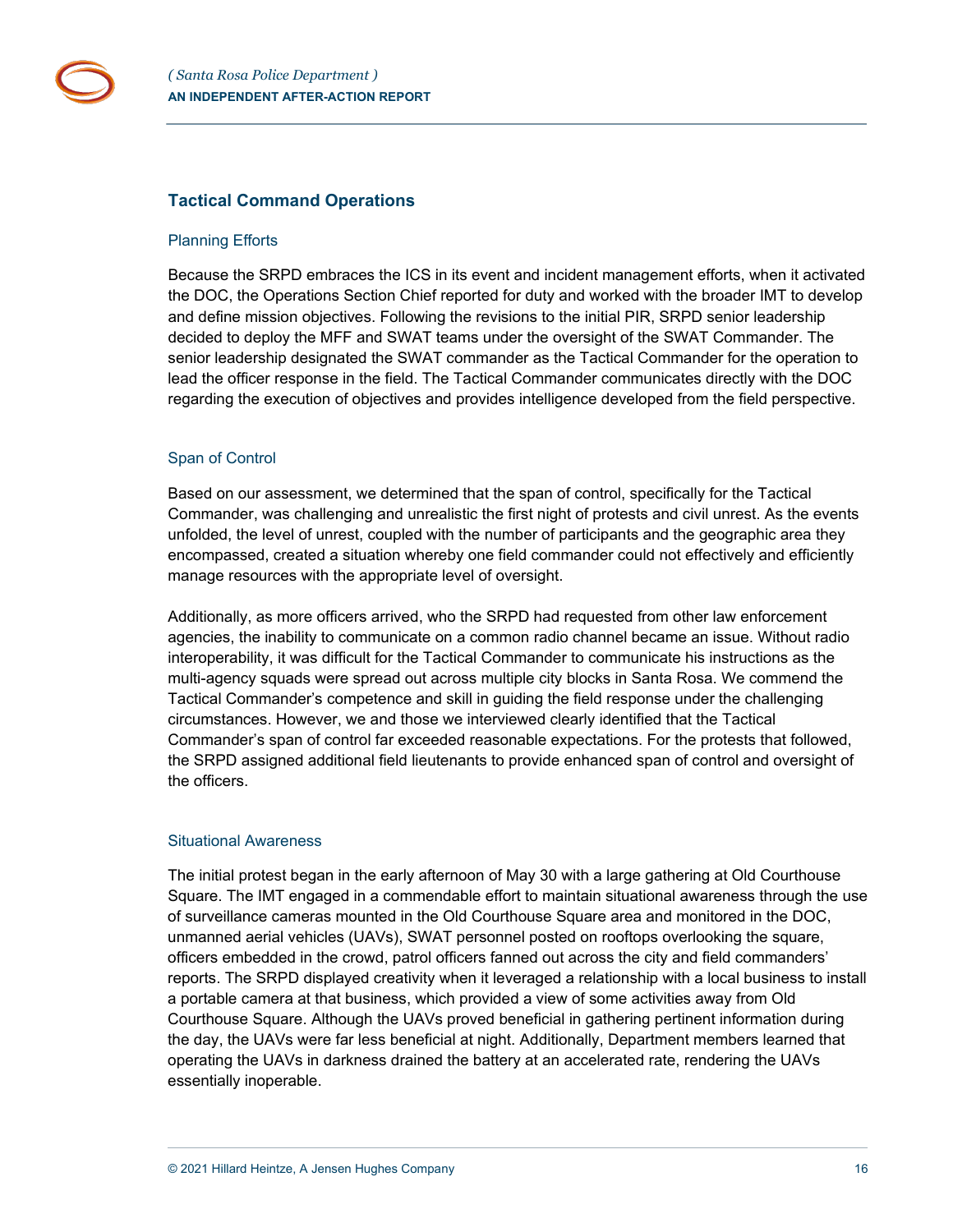## Tactical Command Operations

### Planning Efforts

Because the SRPD embraces the ICS in its event and incident management efforts, when it activated the DOC, the Operations Section Chief reported for duty and worked with the broader IMT to develop and define mission objectives. Following the revisions to the initial PIR, SRPD senior leadership decided to deploy the MFF and SWAT teams under the oversight of the SWAT Commander. The senior leadership designated the SWAT commander as the Tactical Commander for the operation to lead the officer response in the field. The Tactical Commander communicates directly with the DOC regarding the execution of objectives and provides intelligence developed from the field perspective.

### Span of Control

Based on our assessment, we determined that the span of control, specifically for the Tactical Commander, was challenging and unrealistic the first night of protests and civil unrest. As the events unfolded, the level of unrest, coupled with the number of participants and the geographic area they encompassed, created a situation whereby one field commander could not effectively and efficiently manage resources with the appropriate level of oversight.

Additionally, as more officers arrived, who the SRPD had requested from other law enforcement agencies, the inability to communicate on a common radio channel became an issue. Without radio interoperability, it was difficult for the Tactical Commander to communicate his instructions as the multi-agency squads were spread out across multiple city blocks in Santa Rosa. We commend the Tactical Commander's competence and skill in guiding the field response under the challenging circumstances. However, we and those we interviewed clearly identified that the Tactical Commander's span of control far exceeded reasonable expectations. For the protests that followed, the SRPD assigned additional field lieutenants to provide enhanced span of control and oversight of the officers.

### Situational Awareness

The initial protest began in the early afternoon of May 30 with a large gathering at Old Courthouse Square. The IMT engaged in a commendable effort to maintain situational awareness through the use of surveillance cameras mounted in the Old Courthouse Square area and monitored in the DOC, unmanned aerial vehicles (UAVs), SWAT personnel posted on rooftops overlooking the square, officers embedded in the crowd, patrol officers fanned out across the city and field commanders' reports. The SRPD displayed creativity when it leveraged a relationship with a local business to install a portable camera at that business, which provided a view of some activities away from Old Courthouse Square. Although the UAVs proved beneficial in gathering pertinent information during the day, the UAVs were far less beneficial at night. Additionally, Department members learned that operating the UAVs in darkness drained the battery at an accelerated rate, rendering the UAVs essentially inoperable.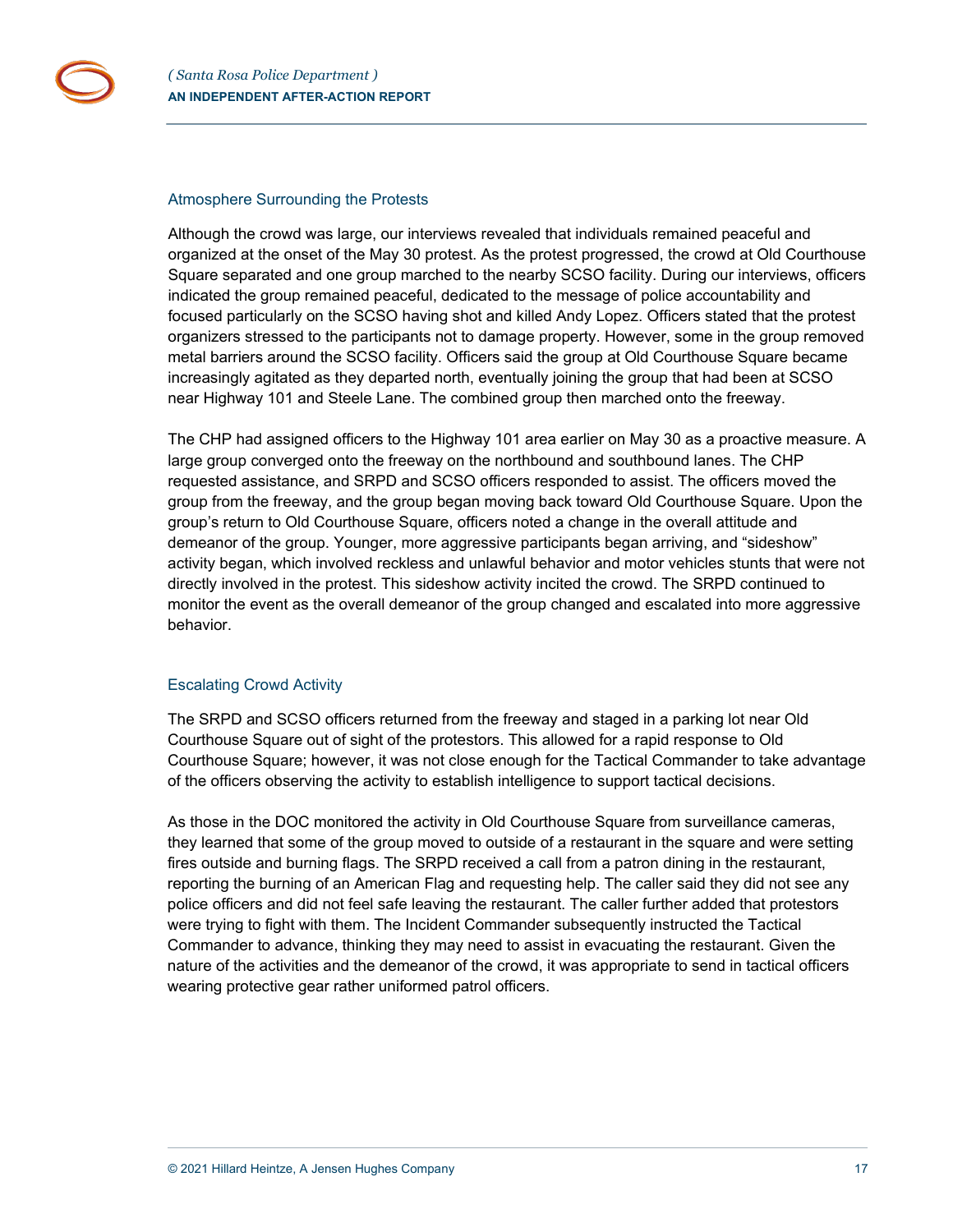## Atmosphere Surrounding the Protests

Although the crowd was large, our interviews revealed that individuals remained peaceful and organized at the onset of the May 30 protest. As the protest progressed, the crowd at Old Courthouse Square separated and one group marched to the nearby SCSO facility. During our interviews, officers indicated the group remained peaceful, dedicated to the message of police accountability and focused particularly on the SCSO having shot and killed Andy Lopez. Officers stated that the protest organizers stressed to the participants not to damage property. However, some in the group removed metal barriers around the SCSO facility. Officers said the group at Old Courthouse Square became increasingly agitated as they departed north, eventually joining the group that had been at SCSO near Highway 101 and Steele Lane. The combined group then marched onto the freeway.

The CHP had assigned officers to the Highway 101 area earlier on May 30 as a proactive measure. A large group converged onto the freeway on the northbound and southbound lanes. The CHP requested assistance, and SRPD and SCSO officers responded to assist. The officers moved the group from the freeway, and the group began moving back toward Old Courthouse Square. Upon the group's return to Old Courthouse Square, officers noted a change in the overall attitude and demeanor of the group. Younger, more aggressive participants began arriving, and "sideshow" activity began, which involved reckless and unlawful behavior and motor vehicles stunts that were not directly involved in the protest. This sideshow activity incited the crowd. The SRPD continued to monitor the event as the overall demeanor of the group changed and escalated into more aggressive behavior.

## Escalating Crowd Activity

The SRPD and SCSO officers returned from the freeway and staged in a parking lot near Old Courthouse Square out of sight of the protestors. This allowed for a rapid response to Old Courthouse Square; however, it was not close enough for the Tactical Commander to take advantage of the officers observing the activity to establish intelligence to support tactical decisions.

As those in the DOC monitored the activity in Old Courthouse Square from surveillance cameras, they learned that some of the group moved to outside of a restaurant in the square and were setting fires outside and burning flags. The SRPD received a call from a patron dining in the restaurant, reporting the burning of an American Flag and requesting help. The caller said they did not see any police officers and did not feel safe leaving the restaurant. The caller further added that protestors were trying to fight with them. The Incident Commander subsequently instructed the Tactical Commander to advance, thinking they may need to assist in evacuating the restaurant. Given the nature of the activities and the demeanor of the crowd, it was appropriate to send in tactical officers wearing protective gear rather uniformed patrol officers.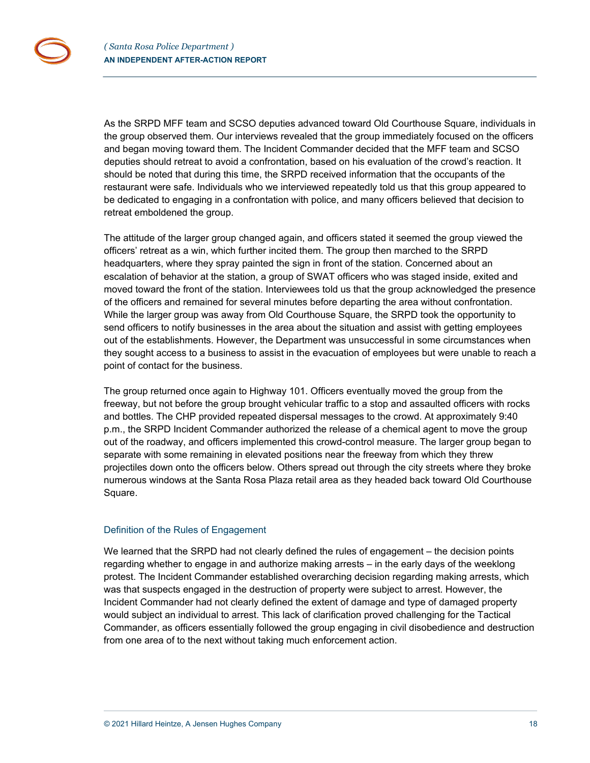As the SRPD MFF team and SCSO deputies advanced toward Old Courthouse Square, individuals in the group observed them. Our interviews revealed that the group immediately focused on the officers and began moving toward them. The Incident Commander decided that the MFF team and SCSO deputies should retreat to avoid a confrontation, based on his evaluation of the crowd's reaction. It should be noted that during this time, the SRPD received information that the occupants of the restaurant were safe. Individuals who we interviewed repeatedly told us that this group appeared to be dedicated to engaging in a confrontation with police, and many officers believed that decision to retreat emboldened the group.

The attitude of the larger group changed again, and officers stated it seemed the group viewed the officers' retreat as a win, which further incited them. The group then marched to the SRPD headquarters, where they spray painted the sign in front of the station. Concerned about an escalation of behavior at the station, a group of SWAT officers who was staged inside, exited and moved toward the front of the station. Interviewees told us that the group acknowledged the presence of the officers and remained for several minutes before departing the area without confrontation. While the larger group was away from Old Courthouse Square, the SRPD took the opportunity to send officers to notify businesses in the area about the situation and assist with getting employees out of the establishments. However, the Department was unsuccessful in some circumstances when they sought access to a business to assist in the evacuation of employees but were unable to reach a point of contact for the business.

The group returned once again to Highway 101. Officers eventually moved the group from the freeway, but not before the group brought vehicular traffic to a stop and assaulted officers with rocks and bottles. The CHP provided repeated dispersal messages to the crowd. At approximately 9:40 p.m., the SRPD Incident Commander authorized the release of a chemical agent to move the group out of the roadway, and officers implemented this crowd-control measure. The larger group began to separate with some remaining in elevated positions near the freeway from which they threw projectiles down onto the officers below. Others spread out through the city streets where they broke numerous windows at the Santa Rosa Plaza retail area as they headed back toward Old Courthouse Square.

### Definition of the Rules of Engagement

We learned that the SRPD had not clearly defined the rules of engagement – the decision points regarding whether to engage in and authorize making arrests – in the early days of the weeklong protest. The Incident Commander established overarching decision regarding making arrests, which was that suspects engaged in the destruction of property were subject to arrest. However, the Incident Commander had not clearly defined the extent of damage and type of damaged property would subject an individual to arrest. This lack of clarification proved challenging for the Tactical Commander, as officers essentially followed the group engaging in civil disobedience and destruction from one area of to the next without taking much enforcement action.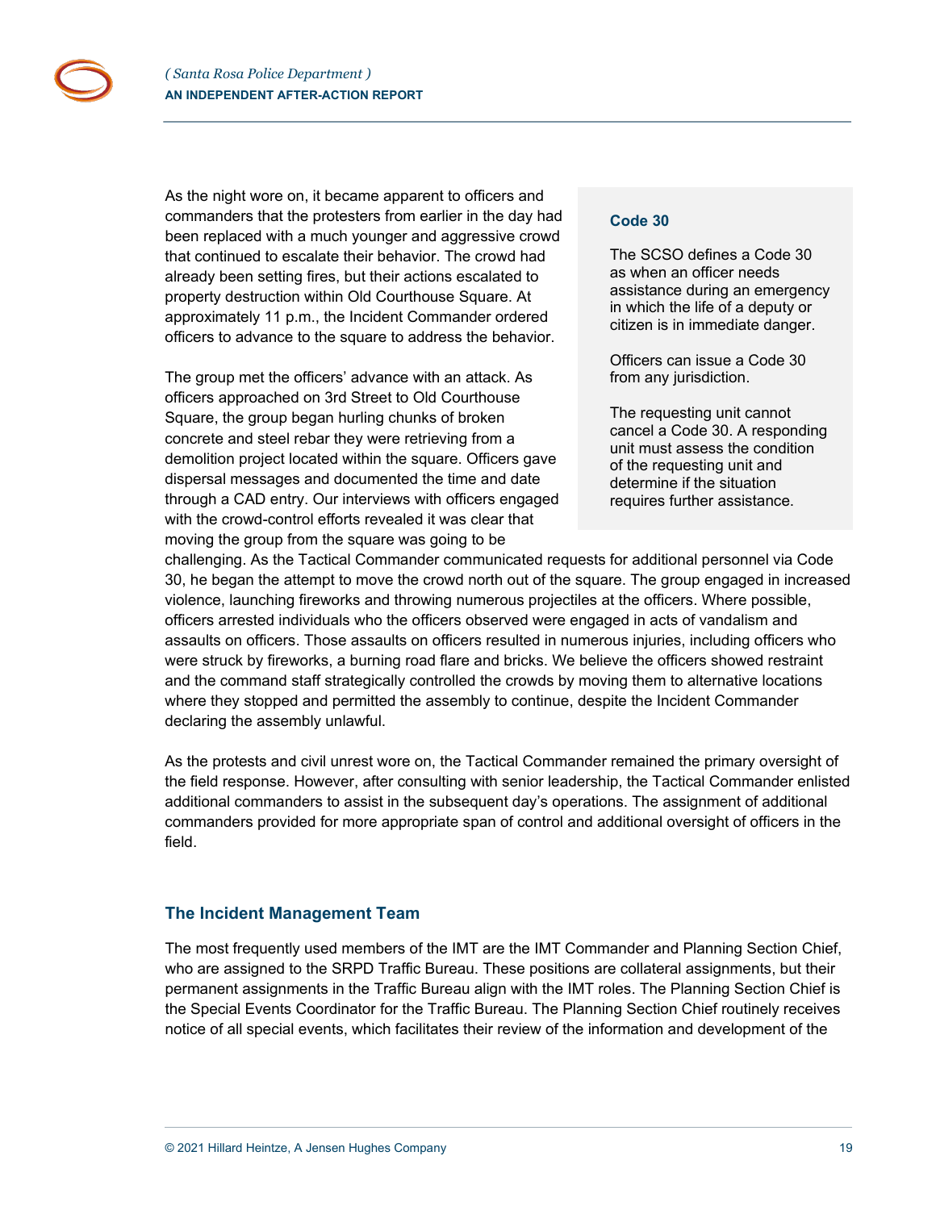As the night wore on, it became apparent to officers and commanders that the protesters from earlier in the day had been replaced with a much younger and aggressive crowd that continued to escalate their behavior. The crowd had already been setting fires, but their actions escalated to property destruction within Old Courthouse Square. At approximately 11 p.m., the Incident Commander ordered officers to advance to the square to address the behavior.

> **Code 30**
>
> The SCSO defines a Code 30 as when an officer needs assistance during an emergency in which the life of a deputy or citizen is in immediate danger.
>
> Officers can issue a Code 30 from any jurisdiction.
>
> The requesting unit cannot cancel a Code 30. A responding unit must assess the condition of the requesting unit and determine if the situation requires further assistance.

The group met the officers' advance with an attack. As officers approached on 3rd Street to Old Courthouse Square, the group began hurling chunks of broken concrete and steel rebar they were retrieving from a demolition project located within the square. Officers gave dispersal messages and documented the time and date through a CAD entry. Our interviews with officers engaged with the crowd-control efforts revealed it was clear that moving the group from the square was going to be challenging. As the Tactical Commander communicated requests for additional personnel via Code 30, he began the attempt to move the crowd north out of the square. The group engaged in increased violence, launching fireworks and throwing numerous projectiles at the officers. Where possible, officers arrested individuals who the officers observed were engaged in acts of vandalism and assaults on officers. Those assaults on officers resulted in numerous injuries, including officers who were struck by fireworks, a burning road flare and bricks. We believe the officers showed restraint and the command staff strategically controlled the crowds by moving them to alternative locations where they stopped and permitted the assembly to continue, despite the Incident Commander declaring the assembly unlawful.

As the protests and civil unrest wore on, the Tactical Commander remained the primary oversight of the field response. However, after consulting with senior leadership, the Tactical Commander enlisted additional commanders to assist in the subsequent day's operations. The assignment of additional commanders provided for more appropriate span of control and additional oversight of officers in the field.

## The Incident Management Team

The most frequently used members of the IMT are the IMT Commander and Planning Section Chief, who are assigned to the SRPD Traffic Bureau. These positions are collateral assignments, but their permanent assignments in the Traffic Bureau align with the IMT roles. The Planning Section Chief is the Special Events Coordinator for the Traffic Bureau. The Planning Section Chief routinely receives notice of all special events, which facilitates their review of the information and development of the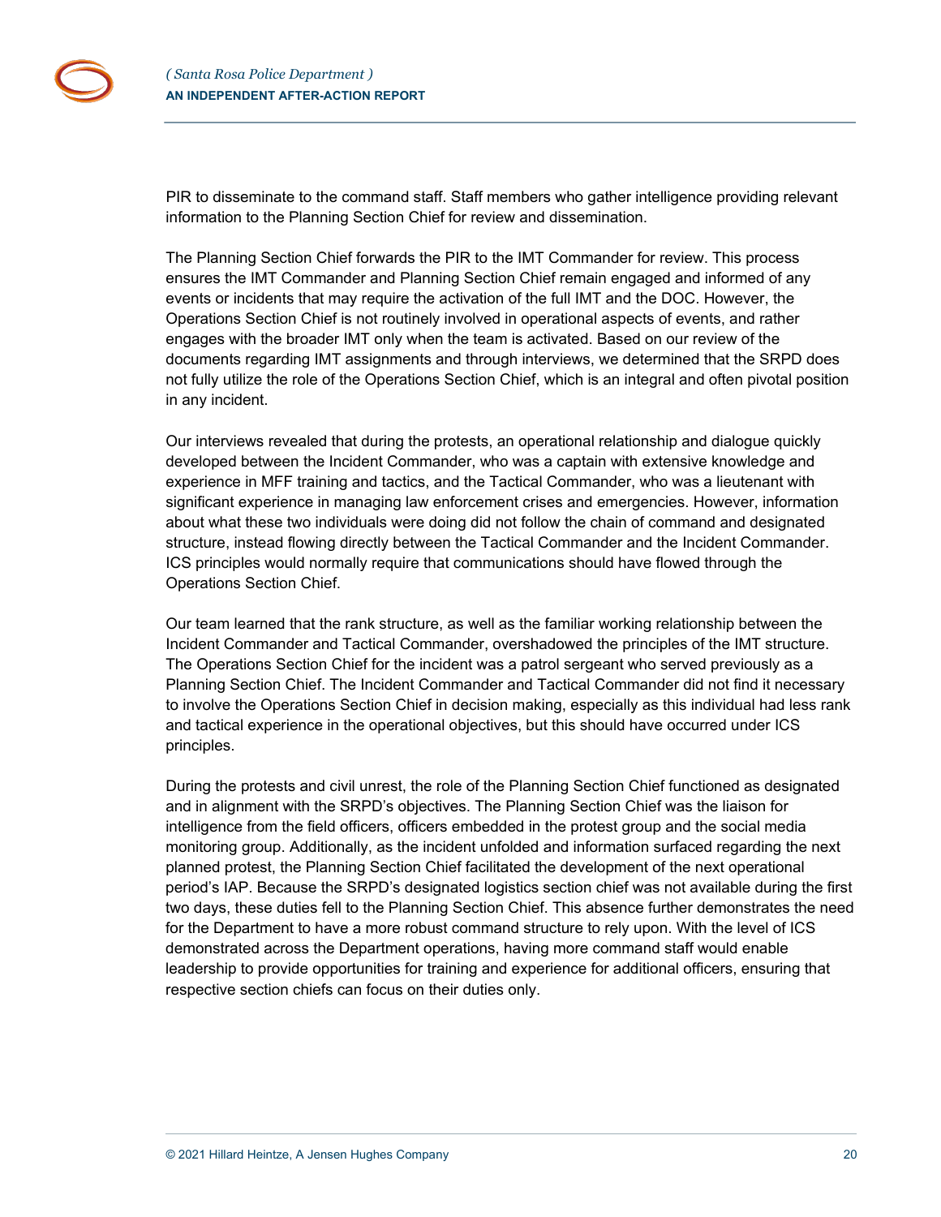PIR to disseminate to the command staff. Staff members who gather intelligence providing relevant information to the Planning Section Chief for review and dissemination.

The Planning Section Chief forwards the PIR to the IMT Commander for review. This process ensures the IMT Commander and Planning Section Chief remain engaged and informed of any events or incidents that may require the activation of the full IMT and the DOC. However, the Operations Section Chief is not routinely involved in operational aspects of events, and rather engages with the broader IMT only when the team is activated. Based on our review of the documents regarding IMT assignments and through interviews, we determined that the SRPD does not fully utilize the role of the Operations Section Chief, which is an integral and often pivotal position in any incident.

Our interviews revealed that during the protests, an operational relationship and dialogue quickly developed between the Incident Commander, who was a captain with extensive knowledge and experience in MFF training and tactics, and the Tactical Commander, who was a lieutenant with significant experience in managing law enforcement crises and emergencies. However, information about what these two individuals were doing did not follow the chain of command and designated structure, instead flowing directly between the Tactical Commander and the Incident Commander. ICS principles would normally require that communications should have flowed through the Operations Section Chief.

Our team learned that the rank structure, as well as the familiar working relationship between the Incident Commander and Tactical Commander, overshadowed the principles of the IMT structure. The Operations Section Chief for the incident was a patrol sergeant who served previously as a Planning Section Chief. The Incident Commander and Tactical Commander did not find it necessary to involve the Operations Section Chief in decision making, especially as this individual had less rank and tactical experience in the operational objectives, but this should have occurred under ICS principles.

During the protests and civil unrest, the role of the Planning Section Chief functioned as designated and in alignment with the SRPD's objectives. The Planning Section Chief was the liaison for intelligence from the field officers, officers embedded in the protest group and the social media monitoring group. Additionally, as the incident unfolded and information surfaced regarding the next planned protest, the Planning Section Chief facilitated the development of the next operational period's IAP. Because the SRPD's designated logistics section chief was not available during the first two days, these duties fell to the Planning Section Chief. This absence further demonstrates the need for the Department to have a more robust command structure to rely upon. With the level of ICS demonstrated across the Department operations, having more command staff would enable leadership to provide opportunities for training and experience for additional officers, ensuring that respective section chiefs can focus on their duties only.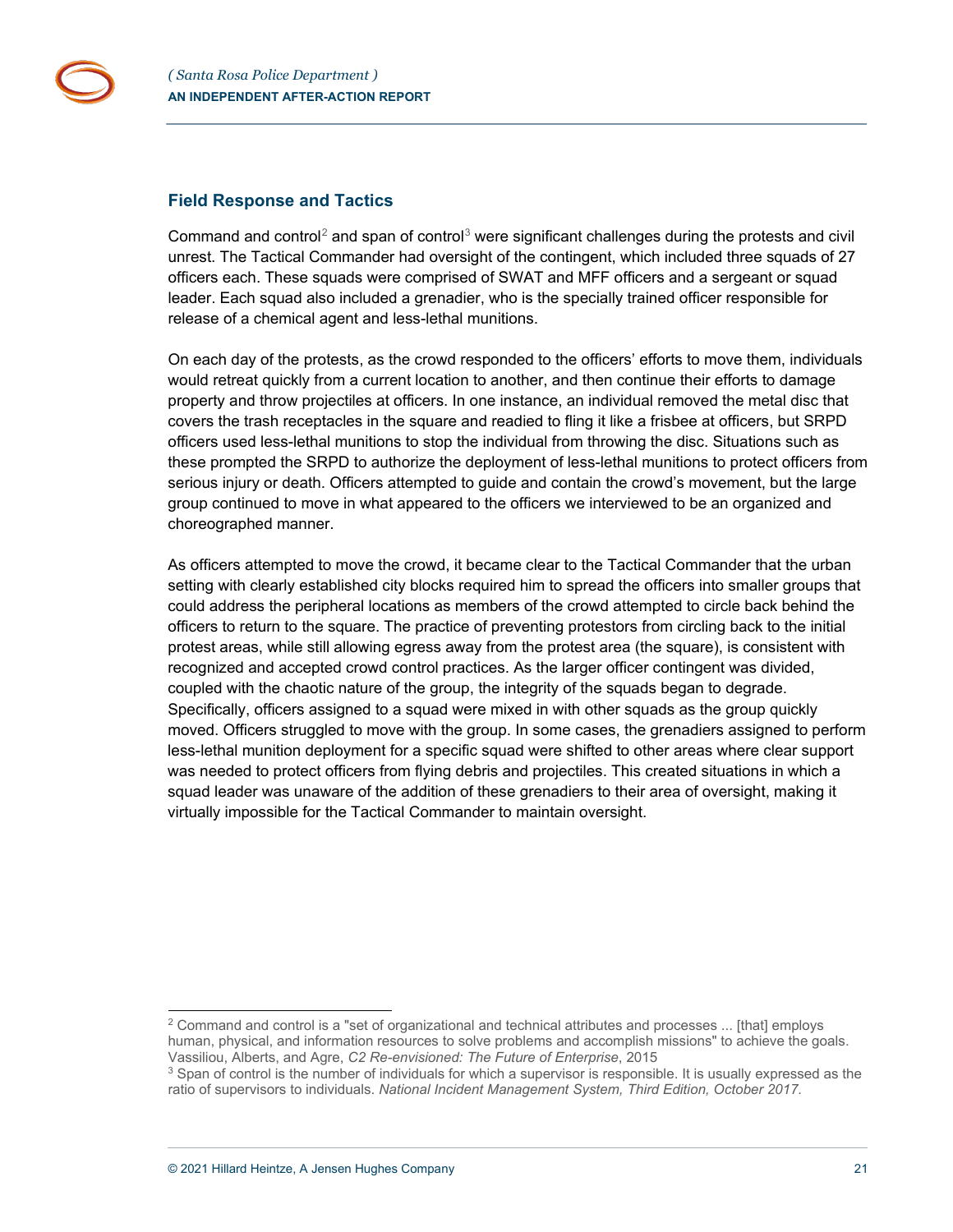## Field Response and Tactics

Command and control[2] and span of control[3] were significant challenges during the protests and civil unrest. The Tactical Commander had oversight of the contingent, which included three squads of 27 officers each. These squads were comprised of SWAT and MFF officers and a sergeant or squad leader. Each squad also included a grenadier, who is the specially trained officer responsible for release of a chemical agent and less-lethal munitions.

On each day of the protests, as the crowd responded to the officers' efforts to move them, individuals would retreat quickly from a current location to another, and then continue their efforts to damage property and throw projectiles at officers. In one instance, an individual removed the metal disc that covers the trash receptacles in the square and readied to fling it like a frisbee at officers, but SRPD officers used less-lethal munitions to stop the individual from throwing the disc. Situations such as these prompted the SRPD to authorize the deployment of less-lethal munitions to protect officers from serious injury or death. Officers attempted to guide and contain the crowd's movement, but the large group continued to move in what appeared to the officers we interviewed to be an organized and choreographed manner.

As officers attempted to move the crowd, it became clear to the Tactical Commander that the urban setting with clearly established city blocks required him to spread the officers into smaller groups that could address the peripheral locations as members of the crowd attempted to circle back behind the officers to return to the square. The practice of preventing protestors from circling back to the initial protest areas, while still allowing egress away from the protest area (the square), is consistent with recognized and accepted crowd control practices. As the larger officer contingent was divided, coupled with the chaotic nature of the group, the integrity of the squads began to degrade. Specifically, officers assigned to a squad were mixed in with other squads as the group quickly moved. Officers struggled to move with the group. In some cases, the grenadiers assigned to perform less-lethal munition deployment for a specific squad were shifted to other areas where clear support was needed to protect officers from flying debris and projectiles. This created situations in which a squad leader was unaware of the addition of these grenadiers to their area of oversight, making it virtually impossible for the Tactical Commander to maintain oversight.

---

[2] Command and control is a "set of organizational and technical attributes and processes ... [that] employs human, physical, and information resources to solve problems and accomplish missions" to achieve the goals. Vassiliou, Alberts, and Agre, *C2 Re-envisioned: The Future of Enterprise*, 2015

[3] Span of control is the number of individuals for which a supervisor is responsible. It is usually expressed as the ratio of supervisors to individuals. *National Incident Management System, Third Edition, October 2017.*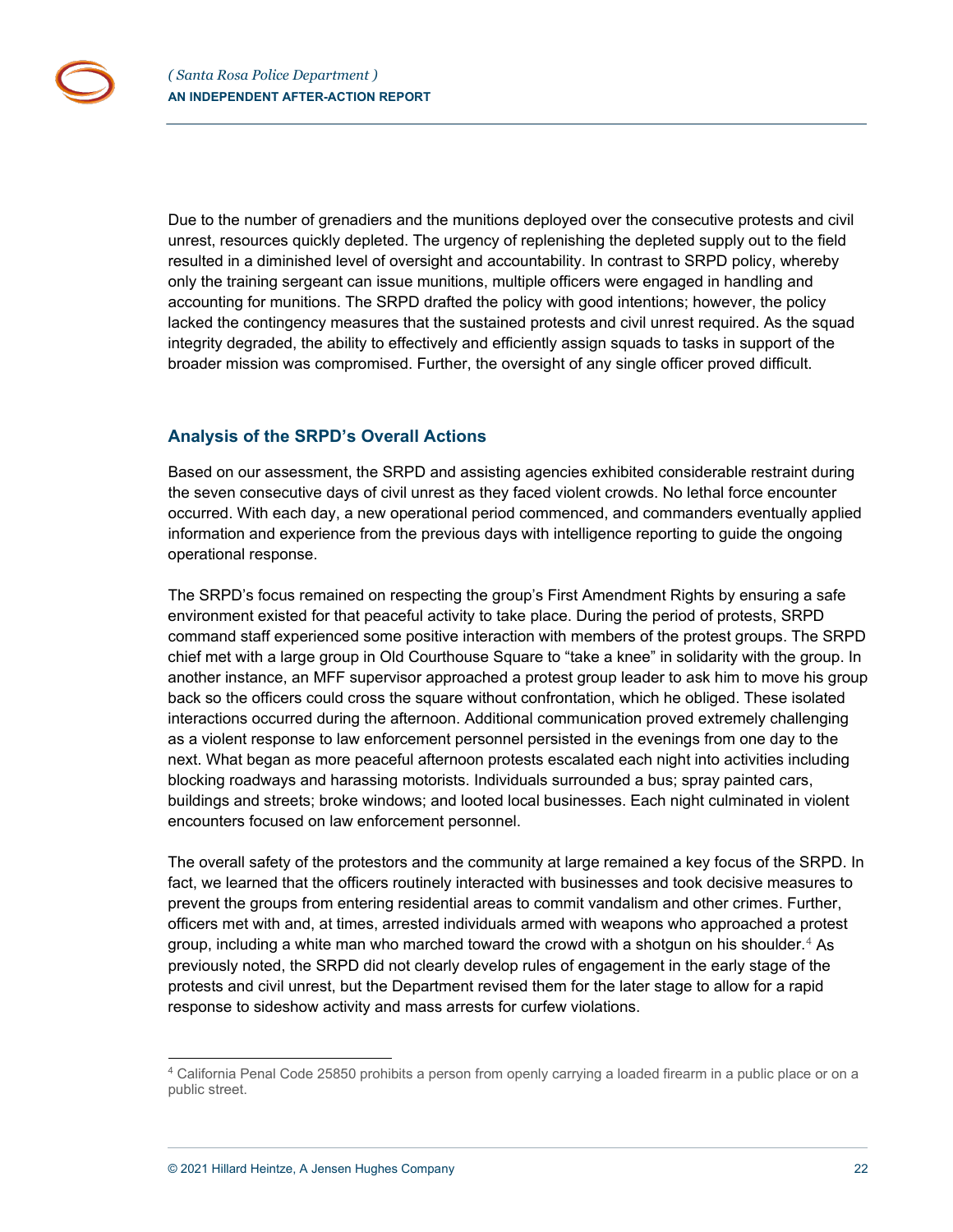Due to the number of grenadiers and the munitions deployed over the consecutive protests and civil unrest, resources quickly depleted. The urgency of replenishing the depleted supply out to the field resulted in a diminished level of oversight and accountability. In contrast to SRPD policy, whereby only the training sergeant can issue munitions, multiple officers were engaged in handling and accounting for munitions. The SRPD drafted the policy with good intentions; however, the policy lacked the contingency measures that the sustained protests and civil unrest required. As the squad integrity degraded, the ability to effectively and efficiently assign squads to tasks in support of the broader mission was compromised. Further, the oversight of any single officer proved difficult.

## Analysis of the SRPD's Overall Actions

Based on our assessment, the SRPD and assisting agencies exhibited considerable restraint during the seven consecutive days of civil unrest as they faced violent crowds. No lethal force encounter occurred. With each day, a new operational period commenced, and commanders eventually applied information and experience from the previous days with intelligence reporting to guide the ongoing operational response.

The SRPD's focus remained on respecting the group's First Amendment Rights by ensuring a safe environment existed for that peaceful activity to take place. During the period of protests, SRPD command staff experienced some positive interaction with members of the protest groups. The SRPD chief met with a large group in Old Courthouse Square to "take a knee" in solidarity with the group. In another instance, an MFF supervisor approached a protest group leader to ask him to move his group back so the officers could cross the square without confrontation, which he obliged. These isolated interactions occurred during the afternoon. Additional communication proved extremely challenging as a violent response to law enforcement personnel persisted in the evenings from one day to the next. What began as more peaceful afternoon protests escalated each night into activities including blocking roadways and harassing motorists. Individuals surrounded a bus; spray painted cars, buildings and streets; broke windows; and looted local businesses. Each night culminated in violent encounters focused on law enforcement personnel.

The overall safety of the protestors and the community at large remained a key focus of the SRPD. In fact, we learned that the officers routinely interacted with businesses and took decisive measures to prevent the groups from entering residential areas to commit vandalism and other crimes. Further, officers met with and, at times, arrested individuals armed with weapons who approached a protest group, including a white man who marched toward the crowd with a shotgun on his shoulder.[4] As previously noted, the SRPD did not clearly develop rules of engagement in the early stage of the protests and civil unrest, but the Department revised them for the later stage to allow for a rapid response to sideshow activity and mass arrests for curfew violations.

[4] California Penal Code 25850 prohibits a person from openly carrying a loaded firearm in a public place or on a public street.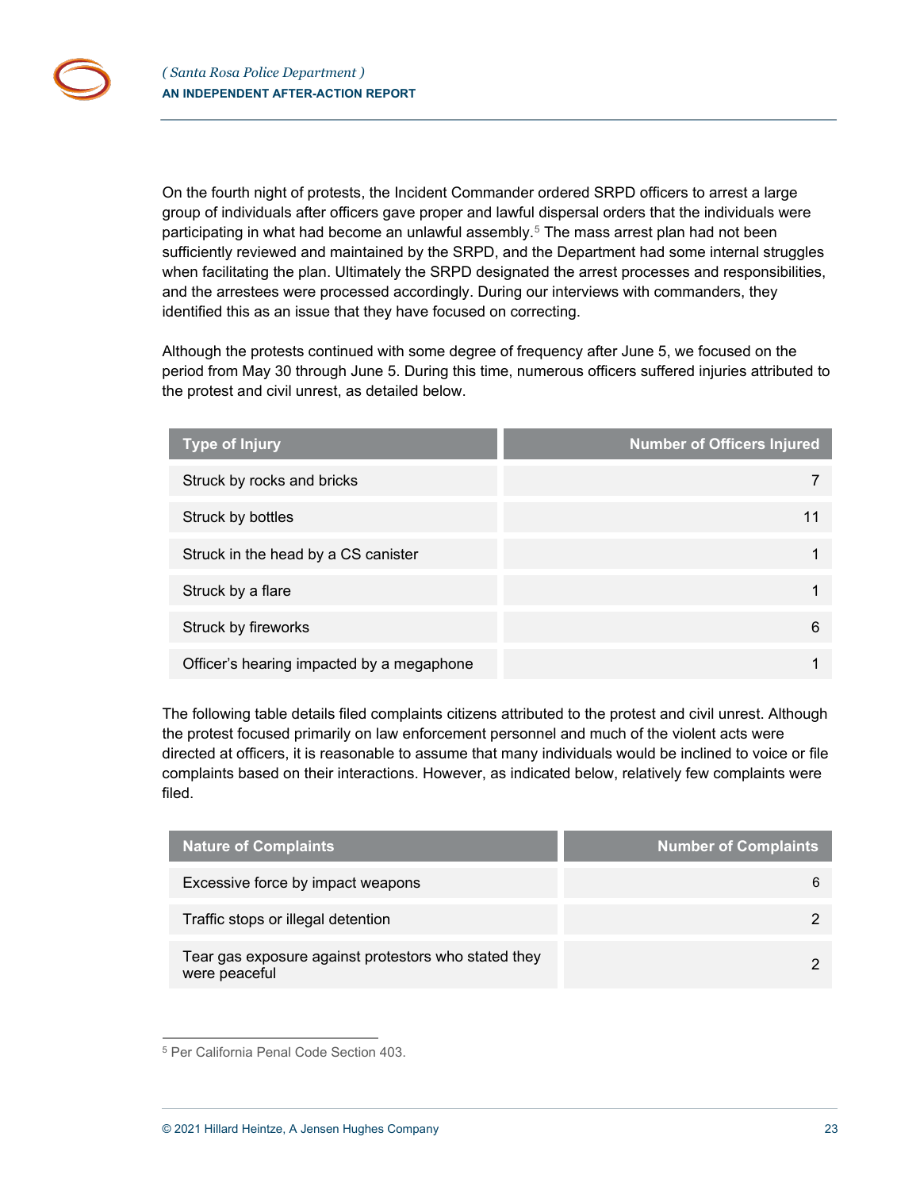On the fourth night of protests, the Incident Commander ordered SRPD officers to arrest a large group of individuals after officers gave proper and lawful dispersal orders that the individuals were participating in what had become an unlawful assembly.[5] The mass arrest plan had not been sufficiently reviewed and maintained by the SRPD, and the Department had some internal struggles when facilitating the plan. Ultimately the SRPD designated the arrest processes and responsibilities, and the arrestees were processed accordingly. During our interviews with commanders, they identified this as an issue that they have focused on correcting.

Although the protests continued with some degree of frequency after June 5, we focused on the period from May 30 through June 5. During this time, numerous officers suffered injuries attributed to the protest and civil unrest, as detailed below.

| Type of Injury | Number of Officers Injured |
|---|---:|
| Struck by rocks and bricks | 7 |
| Struck by bottles | 11 |
| Struck in the head by a CS canister | 1 |
| Struck by a flare | 1 |
| Struck by fireworks | 6 |
| Officer's hearing impacted by a megaphone | 1 |

The following table details filed complaints citizens attributed to the protest and civil unrest. Although the protest focused primarily on law enforcement personnel and much of the violent acts were directed at officers, it is reasonable to assume that many individuals would be inclined to voice or file complaints based on their interactions. However, as indicated below, relatively few complaints were filed.

| Nature of Complaints | Number of Complaints |
|---|---:|
| Excessive force by impact weapons | 6 |
| Traffic stops or illegal detention | 2 |
| Tear gas exposure against protestors who stated they were peaceful | 2 |

[5] Per California Penal Code Section 403.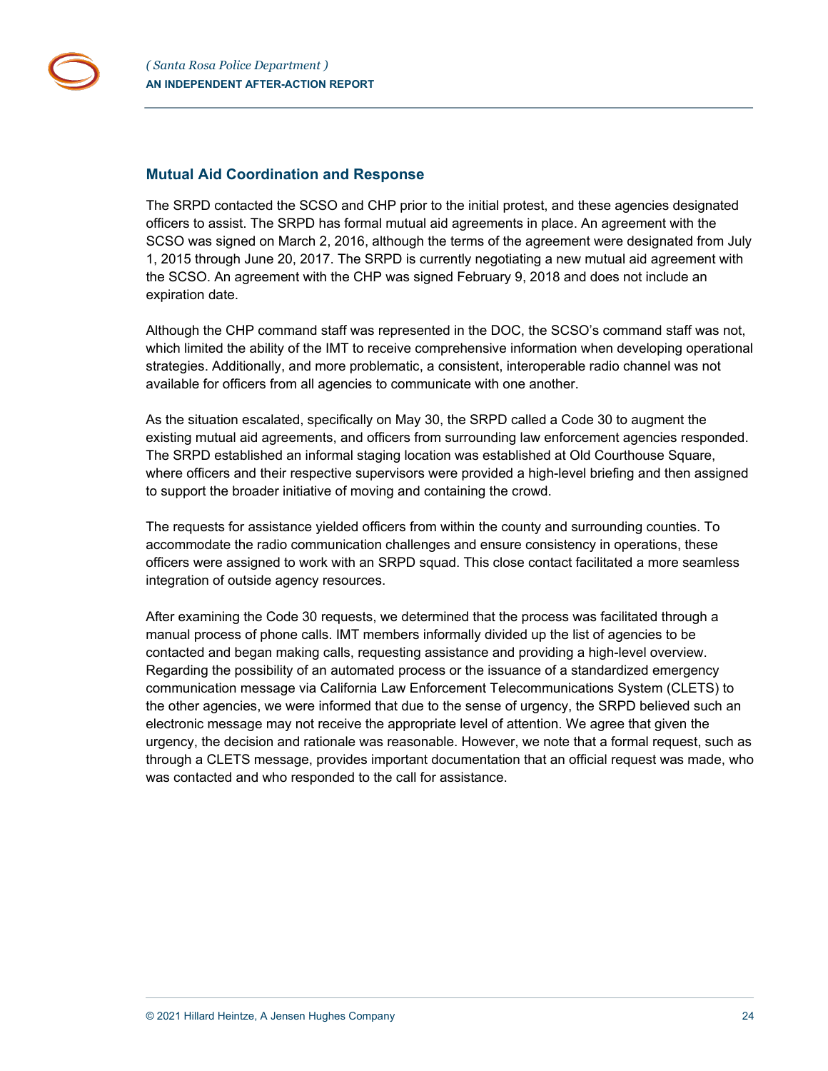## Mutual Aid Coordination and Response

The SRPD contacted the SCSO and CHP prior to the initial protest, and these agencies designated officers to assist. The SRPD has formal mutual aid agreements in place. An agreement with the SCSO was signed on March 2, 2016, although the terms of the agreement were designated from July 1, 2015 through June 20, 2017. The SRPD is currently negotiating a new mutual aid agreement with the SCSO. An agreement with the CHP was signed February 9, 2018 and does not include an expiration date.

Although the CHP command staff was represented in the DOC, the SCSO's command staff was not, which limited the ability of the IMT to receive comprehensive information when developing operational strategies. Additionally, and more problematic, a consistent, interoperable radio channel was not available for officers from all agencies to communicate with one another.

As the situation escalated, specifically on May 30, the SRPD called a Code 30 to augment the existing mutual aid agreements, and officers from surrounding law enforcement agencies responded. The SRPD established an informal staging location was established at Old Courthouse Square, where officers and their respective supervisors were provided a high-level briefing and then assigned to support the broader initiative of moving and containing the crowd.

The requests for assistance yielded officers from within the county and surrounding counties. To accommodate the radio communication challenges and ensure consistency in operations, these officers were assigned to work with an SRPD squad. This close contact facilitated a more seamless integration of outside agency resources.

After examining the Code 30 requests, we determined that the process was facilitated through a manual process of phone calls. IMT members informally divided up the list of agencies to be contacted and began making calls, requesting assistance and providing a high-level overview. Regarding the possibility of an automated process or the issuance of a standardized emergency communication message via California Law Enforcement Telecommunications System (CLETS) to the other agencies, we were informed that due to the sense of urgency, the SRPD believed such an electronic message may not receive the appropriate level of attention. We agree that given the urgency, the decision and rationale was reasonable. However, we note that a formal request, such as through a CLETS message, provides important documentation that an official request was made, who was contacted and who responded to the call for assistance.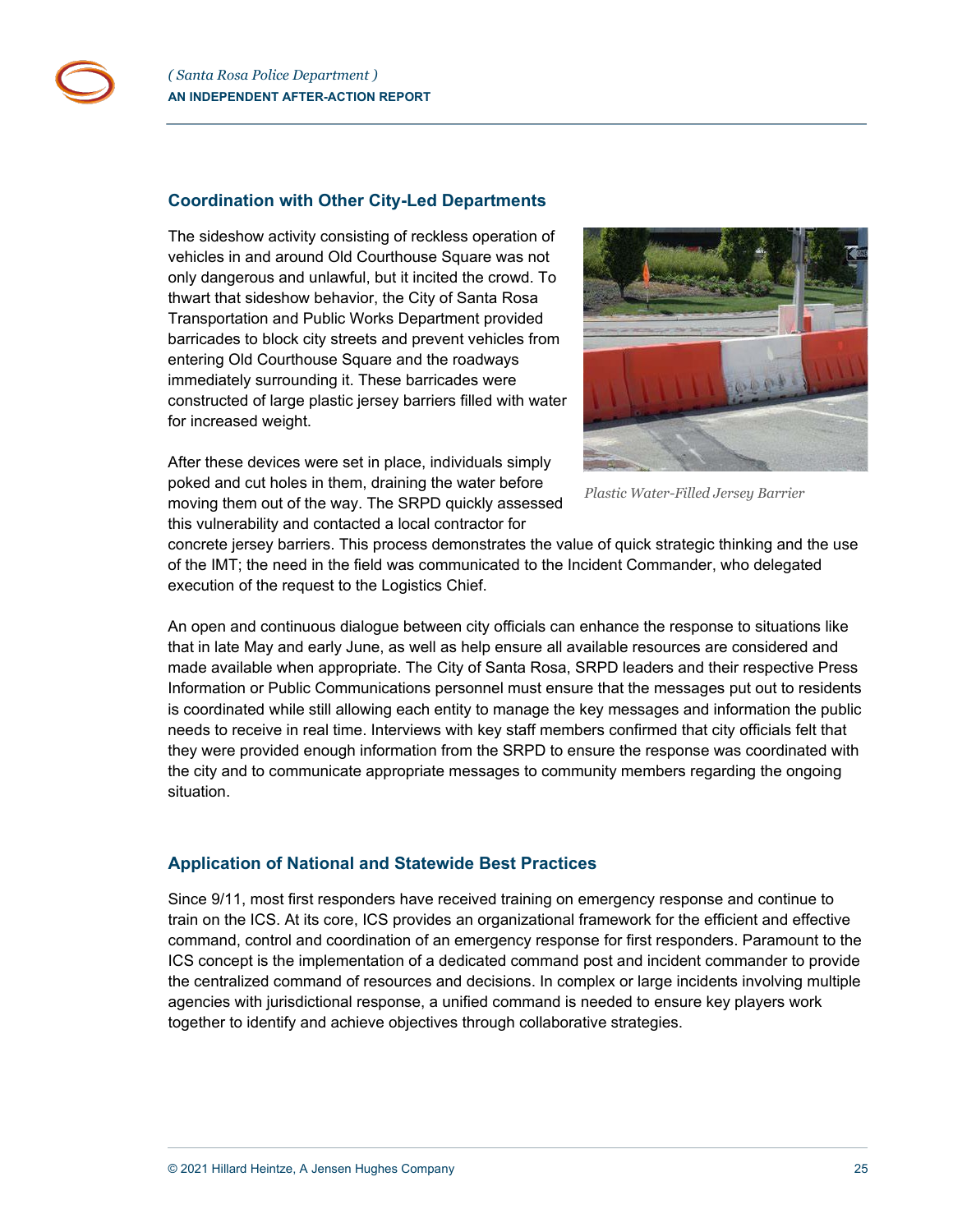## Coordination with Other City-Led Departments

The sideshow activity consisting of reckless operation of vehicles in and around Old Courthouse Square was not only dangerous and unlawful, but it incited the crowd. To thwart that sideshow behavior, the City of Santa Rosa Transportation and Public Works Department provided barricades to block city streets and prevent vehicles from entering Old Courthouse Square and the roadways immediately surrounding it. These barricades were constructed of large plastic jersey barriers filled with water for increased weight.

*Plastic Water-Filled Jersey Barrier*

After these devices were set in place, individuals simply poked and cut holes in them, draining the water before moving them out of the way. The SRPD quickly assessed this vulnerability and contacted a local contractor for concrete jersey barriers. This process demonstrates the value of quick strategic thinking and the use of the IMT; the need in the field was communicated to the Incident Commander, who delegated execution of the request to the Logistics Chief.

An open and continuous dialogue between city officials can enhance the response to situations like that in late May and early June, as well as help ensure all available resources are considered and made available when appropriate. The City of Santa Rosa, SRPD leaders and their respective Press Information or Public Communications personnel must ensure that the messages put out to residents is coordinated while still allowing each entity to manage the key messages and information the public needs to receive in real time. Interviews with key staff members confirmed that city officials felt that they were provided enough information from the SRPD to ensure the response was coordinated with the city and to communicate appropriate messages to community members regarding the ongoing situation.

## Application of National and Statewide Best Practices

Since 9/11, most first responders have received training on emergency response and continue to train on the ICS. At its core, ICS provides an organizational framework for the efficient and effective command, control and coordination of an emergency response for first responders. Paramount to the ICS concept is the implementation of a dedicated command post and incident commander to provide the centralized command of resources and decisions. In complex or large incidents involving multiple agencies with jurisdictional response, a unified command is needed to ensure key players work together to identify and achieve objectives through collaborative strategies.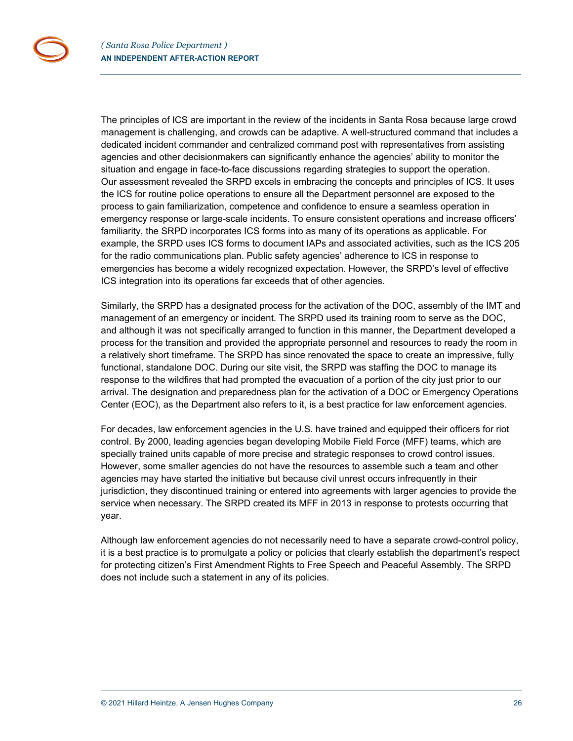The principles of ICS are important in the review of the incidents in Santa Rosa because large crowd management is challenging, and crowds can be adaptive. A well-structured command that includes a dedicated incident commander and centralized command post with representatives from assisting agencies and other decisionmakers can significantly enhance the agencies' ability to monitor the situation and engage in face-to-face discussions regarding strategies to support the operation. Our assessment revealed the SRPD excels in embracing the concepts and principles of ICS. It uses the ICS for routine police operations to ensure all the Department personnel are exposed to the process to gain familiarization, competence and confidence to ensure a seamless operation in emergency response or large-scale incidents. To ensure consistent operations and increase officers' familiarity, the SRPD incorporates ICS forms into as many of its operations as applicable. For example, the SRPD uses ICS forms to document IAPs and associated activities, such as the ICS 205 for the radio communications plan. Public safety agencies' adherence to ICS in response to emergencies has become a widely recognized expectation. However, the SRPD's level of effective ICS integration into its operations far exceeds that of other agencies.

Similarly, the SRPD has a designated process for the activation of the DOC, assembly of the IMT and management of an emergency or incident. The SRPD used its training room to serve as the DOC, and although it was not specifically arranged to function in this manner, the Department developed a process for the transition and provided the appropriate personnel and resources to ready the room in a relatively short timeframe. The SRPD has since renovated the space to create an impressive, fully functional, standalone DOC. During our site visit, the SRPD was staffing the DOC to manage its response to the wildfires that had prompted the evacuation of a portion of the city just prior to our arrival. The designation and preparedness plan for the activation of a DOC or Emergency Operations Center (EOC), as the Department also refers to it, is a best practice for law enforcement agencies.

For decades, law enforcement agencies in the U.S. have trained and equipped their officers for riot control. By 2000, leading agencies began developing Mobile Field Force (MFF) teams, which are specially trained units capable of more precise and strategic responses to crowd control issues. However, some smaller agencies do not have the resources to assemble such a team and other agencies may have started the initiative but because civil unrest occurs infrequently in their jurisdiction, they discontinued training or entered into agreements with larger agencies to provide the service when necessary. The SRPD created its MFF in 2013 in response to protests occurring that year.

Although law enforcement agencies do not necessarily need to have a separate crowd-control policy, it is a best practice is to promulgate a policy or policies that clearly establish the department's respect for protecting citizen's First Amendment Rights to Free Speech and Peaceful Assembly. The SRPD does not include such a statement in any of its policies.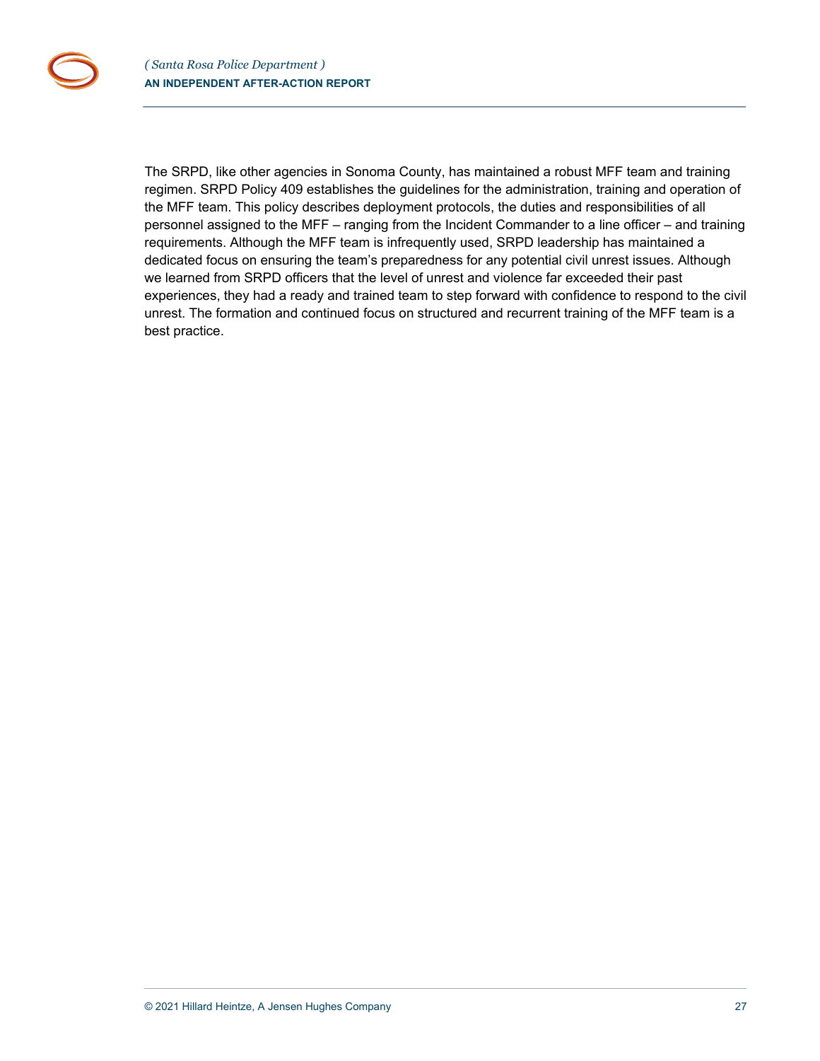The SRPD, like other agencies in Sonoma County, has maintained a robust MFF team and training regimen. SRPD Policy 409 establishes the guidelines for the administration, training and operation of the MFF team. This policy describes deployment protocols, the duties and responsibilities of all personnel assigned to the MFF – ranging from the Incident Commander to a line officer – and training requirements. Although the MFF team is infrequently used, SRPD leadership has maintained a dedicated focus on ensuring the team's preparedness for any potential civil unrest issues. Although we learned from SRPD officers that the level of unrest and violence far exceeded their past experiences, they had a ready and trained team to step forward with confidence to respond to the civil unrest. The formation and continued focus on structured and recurrent training of the MFF team is a best practice.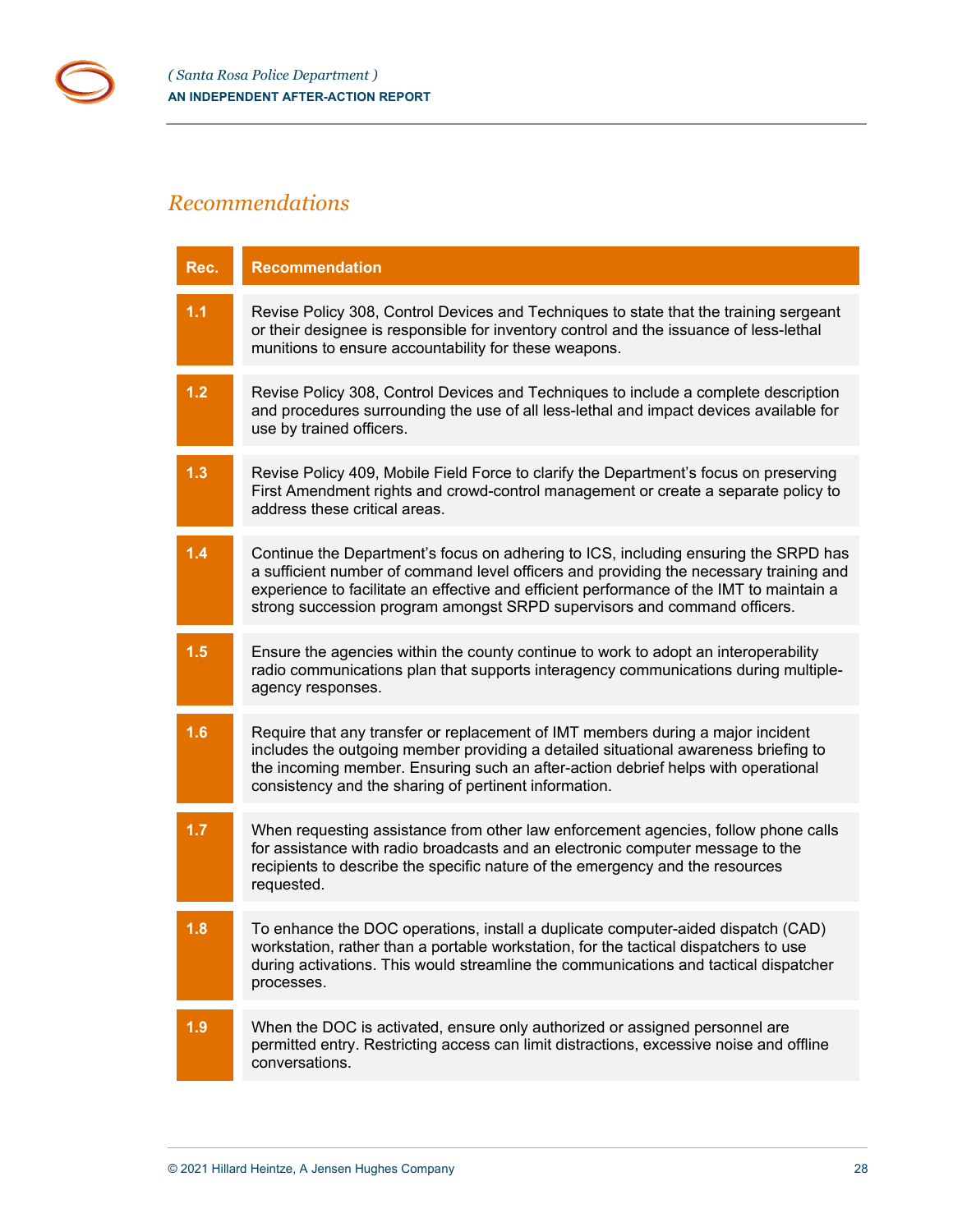## Recommendations

| Rec. | Recommendation |
|---|---|
| 1.1 | Revise Policy 308, Control Devices and Techniques to state that the training sergeant or their designee is responsible for inventory control and the issuance of less-lethal munitions to ensure accountability for these weapons. |
| 1.2 | Revise Policy 308, Control Devices and Techniques to include a complete description and procedures surrounding the use of all less-lethal and impact devices available for use by trained officers. |
| 1.3 | Revise Policy 409, Mobile Field Force to clarify the Department's focus on preserving First Amendment rights and crowd-control management or create a separate policy to address these critical areas. |
| 1.4 | Continue the Department's focus on adhering to ICS, including ensuring the SRPD has a sufficient number of command level officers and providing the necessary training and experience to facilitate an effective and efficient performance of the IMT to maintain a strong succession program amongst SRPD supervisors and command officers. |
| 1.5 | Ensure the agencies within the county continue to work to adopt an interoperability radio communications plan that supports interagency communications during multiple-agency responses. |
| 1.6 | Require that any transfer or replacement of IMT members during a major incident includes the outgoing member providing a detailed situational awareness briefing to the incoming member. Ensuring such an after-action debrief helps with operational consistency and the sharing of pertinent information. |
| 1.7 | When requesting assistance from other law enforcement agencies, follow phone calls for assistance with radio broadcasts and an electronic computer message to the recipients to describe the specific nature of the emergency and the resources requested. |
| 1.8 | To enhance the DOC operations, install a duplicate computer-aided dispatch (CAD) workstation, rather than a portable workstation, for the tactical dispatchers to use during activations. This would streamline the communications and tactical dispatcher processes. |
| 1.9 | When the DOC is activated, ensure only authorized or assigned personnel are permitted entry. Restricting access can limit distractions, excessive noise and offline conversations. |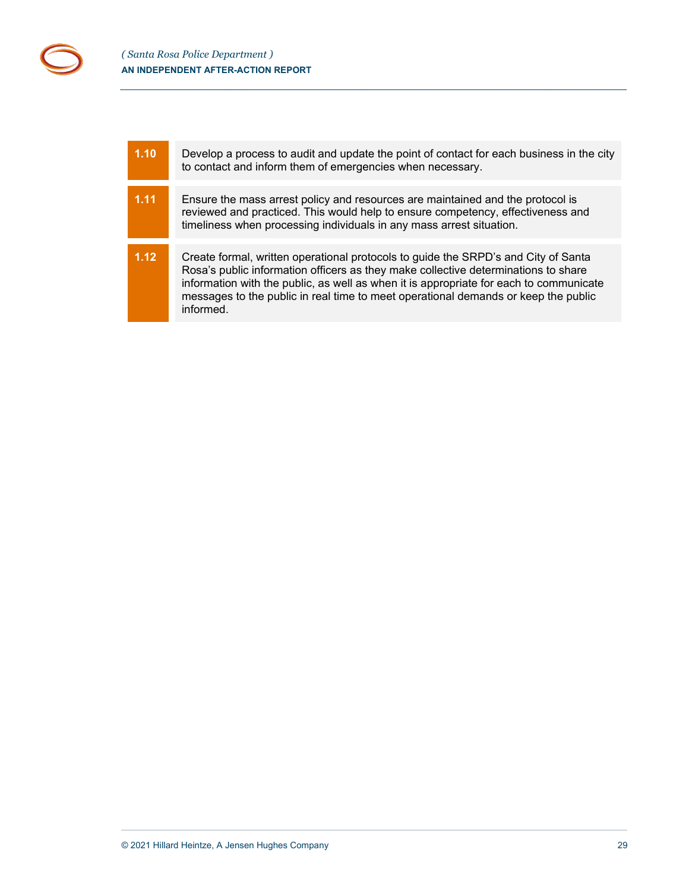| | |
|---|---|
| **1.10** | Develop a process to audit and update the point of contact for each business in the city to contact and inform them of emergencies when necessary. |
| **1.11** | Ensure the mass arrest policy and resources are maintained and the protocol is reviewed and practiced. This would help to ensure competency, effectiveness and timeliness when processing individuals in any mass arrest situation. |
| **1.12** | Create formal, written operational protocols to guide the SRPD's and City of Santa Rosa's public information officers as they make collective determinations to share information with the public, as well as when it is appropriate for each to communicate messages to the public in real time to meet operational demands or keep the public informed. |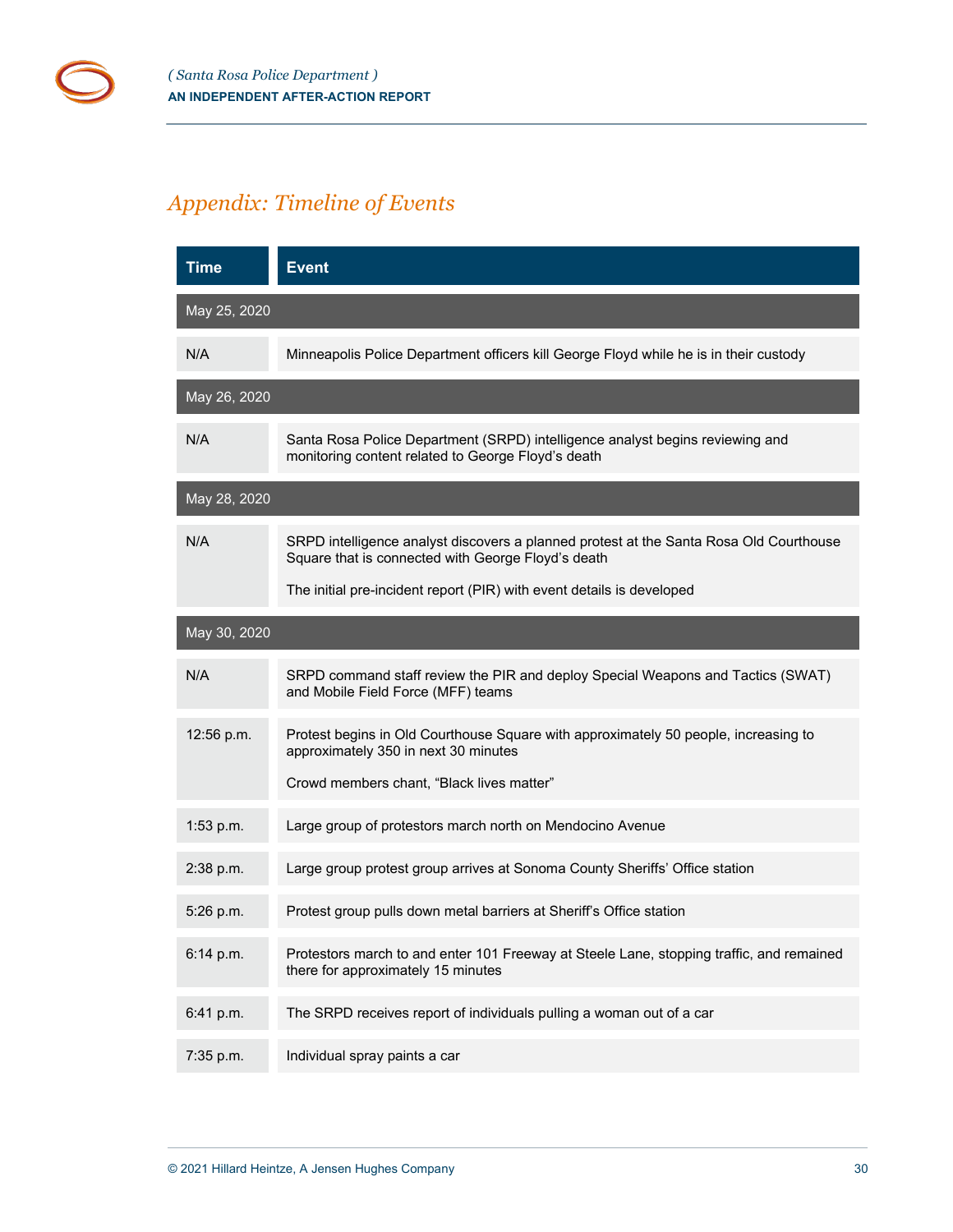## Appendix: Timeline of Events

| Time | Event |
|---|---|
| **May 25, 2020** | |
| N/A | Minneapolis Police Department officers kill George Floyd while he is in their custody |
| **May 26, 2020** | |
| N/A | Santa Rosa Police Department (SRPD) intelligence analyst begins reviewing and monitoring content related to George Floyd's death |
| **May 28, 2020** | |
| N/A | SRPD intelligence analyst discovers a planned protest at the Santa Rosa Old Courthouse Square that is connected with George Floyd's death<br><br>The initial pre-incident report (PIR) with event details is developed |
| **May 30, 2020** | |
| N/A | SRPD command staff review the PIR and deploy Special Weapons and Tactics (SWAT) and Mobile Field Force (MFF) teams |
| 12:56 p.m. | Protest begins in Old Courthouse Square with approximately 50 people, increasing to approximately 350 in next 30 minutes<br><br>Crowd members chant, "Black lives matter" |
| 1:53 p.m. | Large group of protestors march north on Mendocino Avenue |
| 2:38 p.m. | Large group protest group arrives at Sonoma County Sheriffs' Office station |
| 5:26 p.m. | Protest group pulls down metal barriers at Sheriff's Office station |
| 6:14 p.m. | Protestors march to and enter 101 Freeway at Steele Lane, stopping traffic, and remained there for approximately 15 minutes |
| 6:41 p.m. | The SRPD receives report of individuals pulling a woman out of a car |
| 7:35 p.m. | Individual spray paints a car |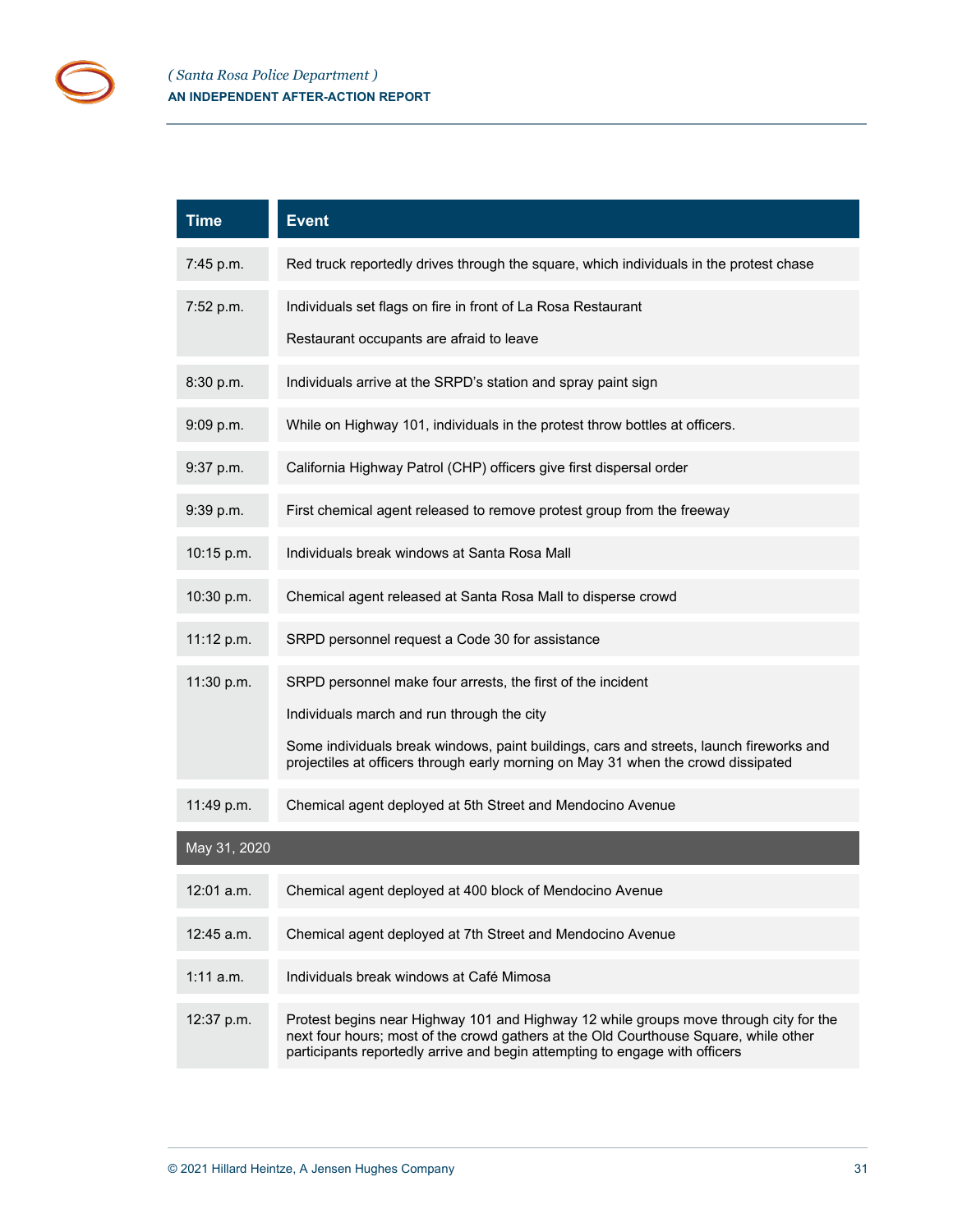| Time | Event |
|---|---|
| 7:45 p.m. | Red truck reportedly drives through the square, which individuals in the protest chase |
| 7:52 p.m. | Individuals set flags on fire in front of La Rosa Restaurant<br><br>Restaurant occupants are afraid to leave |
| 8:30 p.m. | Individuals arrive at the SRPD's station and spray paint sign |
| 9:09 p.m. | While on Highway 101, individuals in the protest throw bottles at officers. |
| 9:37 p.m. | California Highway Patrol (CHP) officers give first dispersal order |
| 9:39 p.m. | First chemical agent released to remove protest group from the freeway |
| 10:15 p.m. | Individuals break windows at Santa Rosa Mall |
| 10:30 p.m. | Chemical agent released at Santa Rosa Mall to disperse crowd |
| 11:12 p.m. | SRPD personnel request a Code 30 for assistance |
| 11:30 p.m. | SRPD personnel make four arrests, the first of the incident<br><br>Individuals march and run through the city<br><br>Some individuals break windows, paint buildings, cars and streets, launch fireworks and projectiles at officers through early morning on May 31 when the crowd dissipated |
| 11:49 p.m. | Chemical agent deployed at 5th Street and Mendocino Avenue |
| **May 31, 2020** | |
| 12:01 a.m. | Chemical agent deployed at 400 block of Mendocino Avenue |
| 12:45 a.m. | Chemical agent deployed at 7th Street and Mendocino Avenue |
| 1:11 a.m. | Individuals break windows at Café Mimosa |
| 12:37 p.m. | Protest begins near Highway 101 and Highway 12 while groups move through city for the next four hours; most of the crowd gathers at the Old Courthouse Square, while other participants reportedly arrive and begin attempting to engage with officers |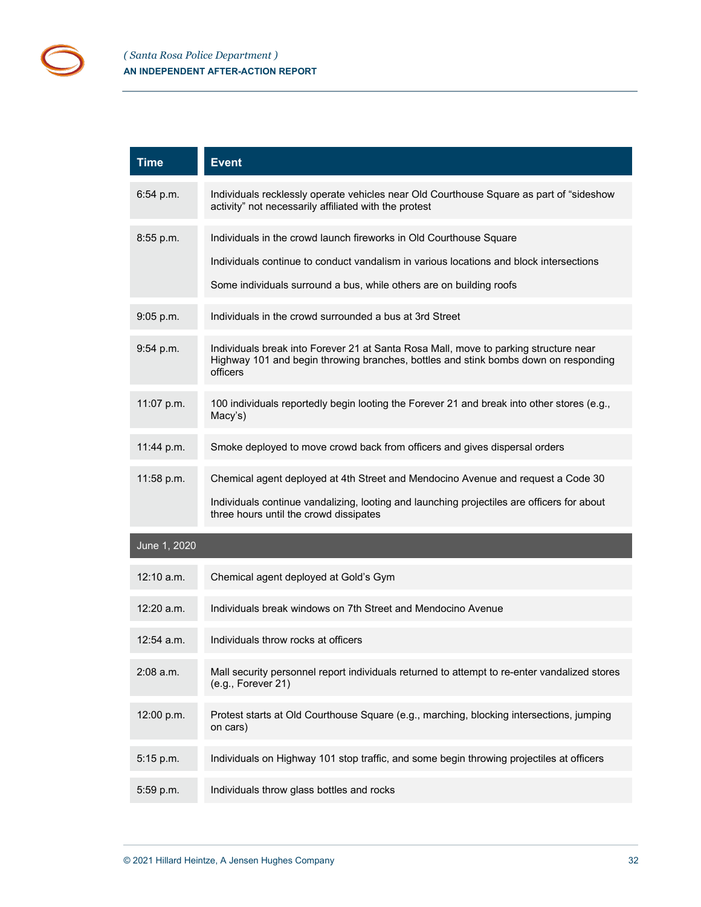| Time | Event |
|---|---|
| 6:54 p.m. | Individuals recklessly operate vehicles near Old Courthouse Square as part of “sideshow activity” not necessarily affiliated with the protest |
| 8:55 p.m. | Individuals in the crowd launch fireworks in Old Courthouse Square<br><br>Individuals continue to conduct vandalism in various locations and block intersections<br><br>Some individuals surround a bus, while others are on building roofs |
| 9:05 p.m. | Individuals in the crowd surrounded a bus at 3rd Street |
| 9:54 p.m. | Individuals break into Forever 21 at Santa Rosa Mall, move to parking structure near Highway 101 and begin throwing branches, bottles and stink bombs down on responding officers |
| 11:07 p.m. | 100 individuals reportedly begin looting the Forever 21 and break into other stores (e.g., Macy’s) |
| 11:44 p.m. | Smoke deployed to move crowd back from officers and gives dispersal orders |
| 11:58 p.m. | Chemical agent deployed at 4th Street and Mendocino Avenue and request a Code 30<br><br>Individuals continue vandalizing, looting and launching projectiles are officers for about three hours until the crowd dissipates |
| **June 1, 2020** | |
| 12:10 a.m. | Chemical agent deployed at Gold’s Gym |
| 12:20 a.m. | Individuals break windows on 7th Street and Mendocino Avenue |
| 12:54 a.m. | Individuals throw rocks at officers |
| 2:08 a.m. | Mall security personnel report individuals returned to attempt to re-enter vandalized stores (e.g., Forever 21) |
| 12:00 p.m. | Protest starts at Old Courthouse Square (e.g., marching, blocking intersections, jumping on cars) |
| 5:15 p.m. | Individuals on Highway 101 stop traffic, and some begin throwing projectiles at officers |
| 5:59 p.m. | Individuals throw glass bottles and rocks |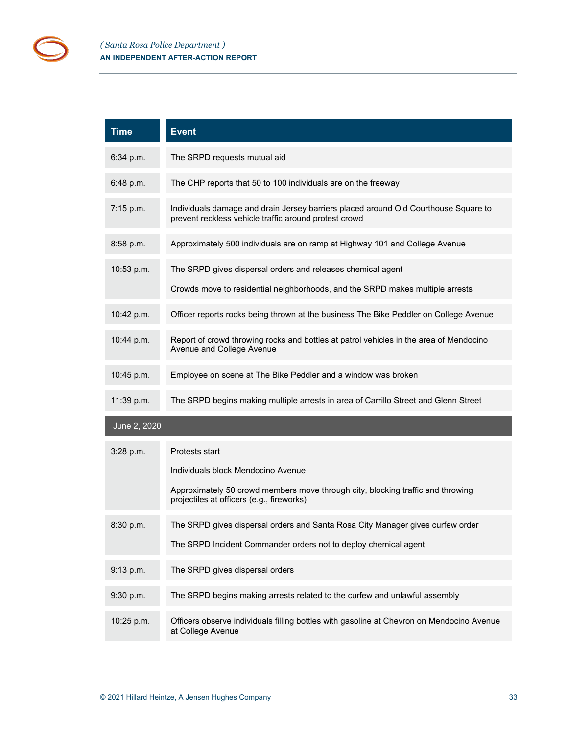| Time | Event |
| --- | --- |
| 6:34 p.m. | The SRPD requests mutual aid |
| 6:48 p.m. | The CHP reports that 50 to 100 individuals are on the freeway |
| 7:15 p.m. | Individuals damage and drain Jersey barriers placed around Old Courthouse Square to prevent reckless vehicle traffic around protest crowd |
| 8:58 p.m. | Approximately 500 individuals are on ramp at Highway 101 and College Avenue |
| 10:53 p.m. | The SRPD gives dispersal orders and releases chemical agent<br><br>Crowds move to residential neighborhoods, and the SRPD makes multiple arrests |
| 10:42 p.m. | Officer reports rocks being thrown at the business The Bike Peddler on College Avenue |
| 10:44 p.m. | Report of crowd throwing rocks and bottles at patrol vehicles in the area of Mendocino Avenue and College Avenue |
| 10:45 p.m. | Employee on scene at The Bike Peddler and a window was broken |
| 11:39 p.m. | The SRPD begins making multiple arrests in area of Carrillo Street and Glenn Street |
| **June 2, 2020** | |
| 3:28 p.m. | Protests start<br><br>Individuals block Mendocino Avenue<br><br>Approximately 50 crowd members move through city, blocking traffic and throwing projectiles at officers (e.g., fireworks) |
| 8:30 p.m. | The SRPD gives dispersal orders and Santa Rosa City Manager gives curfew order<br><br>The SRPD Incident Commander orders not to deploy chemical agent |
| 9:13 p.m. | The SRPD gives dispersal orders |
| 9:30 p.m. | The SRPD begins making arrests related to the curfew and unlawful assembly |
| 10:25 p.m. | Officers observe individuals filling bottles with gasoline at Chevron on Mendocino Avenue at College Avenue |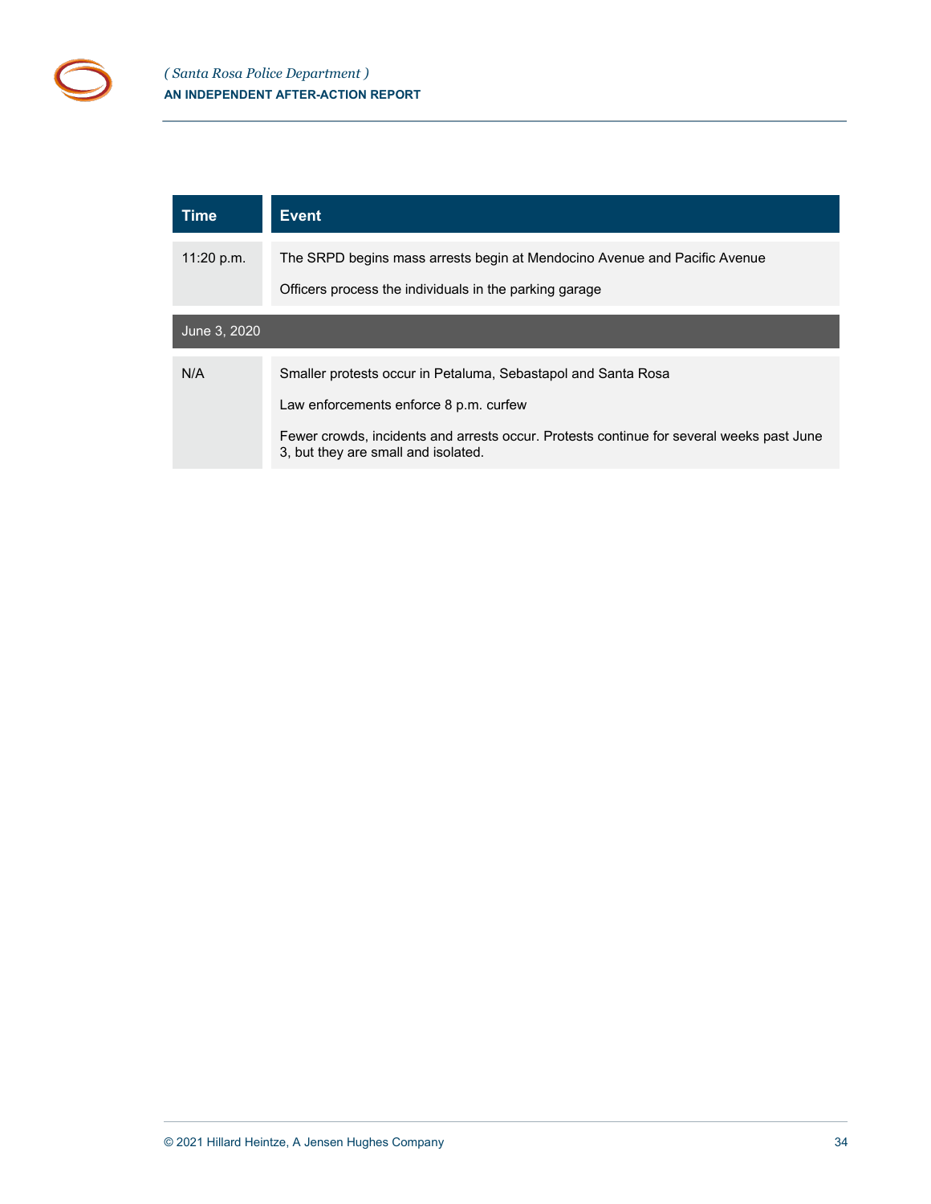| Time | Event |
|---|---|
| 11:20 p.m. | The SRPD begins mass arrests begin at Mendocino Avenue and Pacific Avenue<br><br>Officers process the individuals in the parking garage |
| June 3, 2020 | |
| N/A | Smaller protests occur in Petaluma, Sebastapol and Santa Rosa<br><br>Law enforcements enforce 8 p.m. curfew<br><br>Fewer crowds, incidents and arrests occur. Protests continue for several weeks past June 3, but they are small and isolated. |